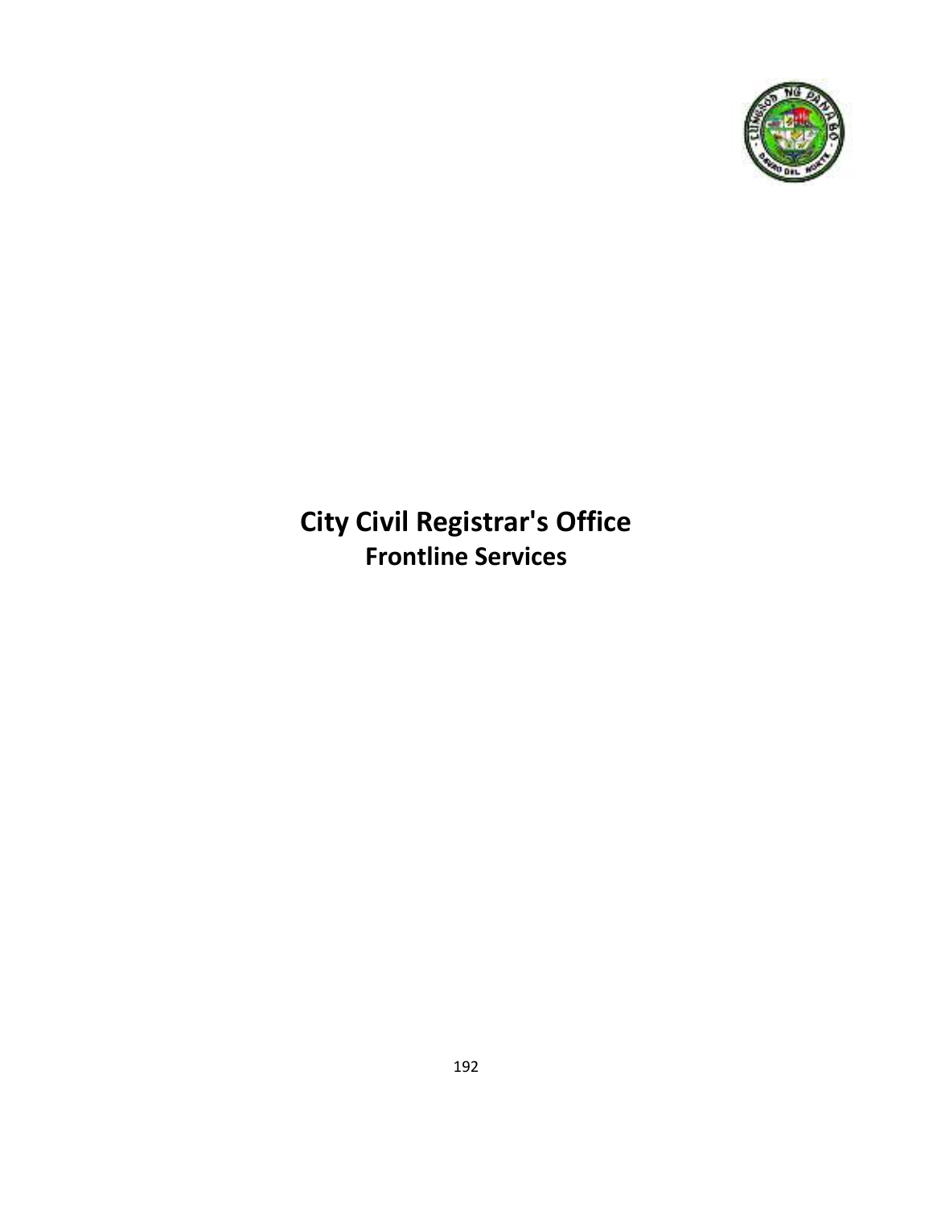# City Civil Registrar's Office

## Frontline Services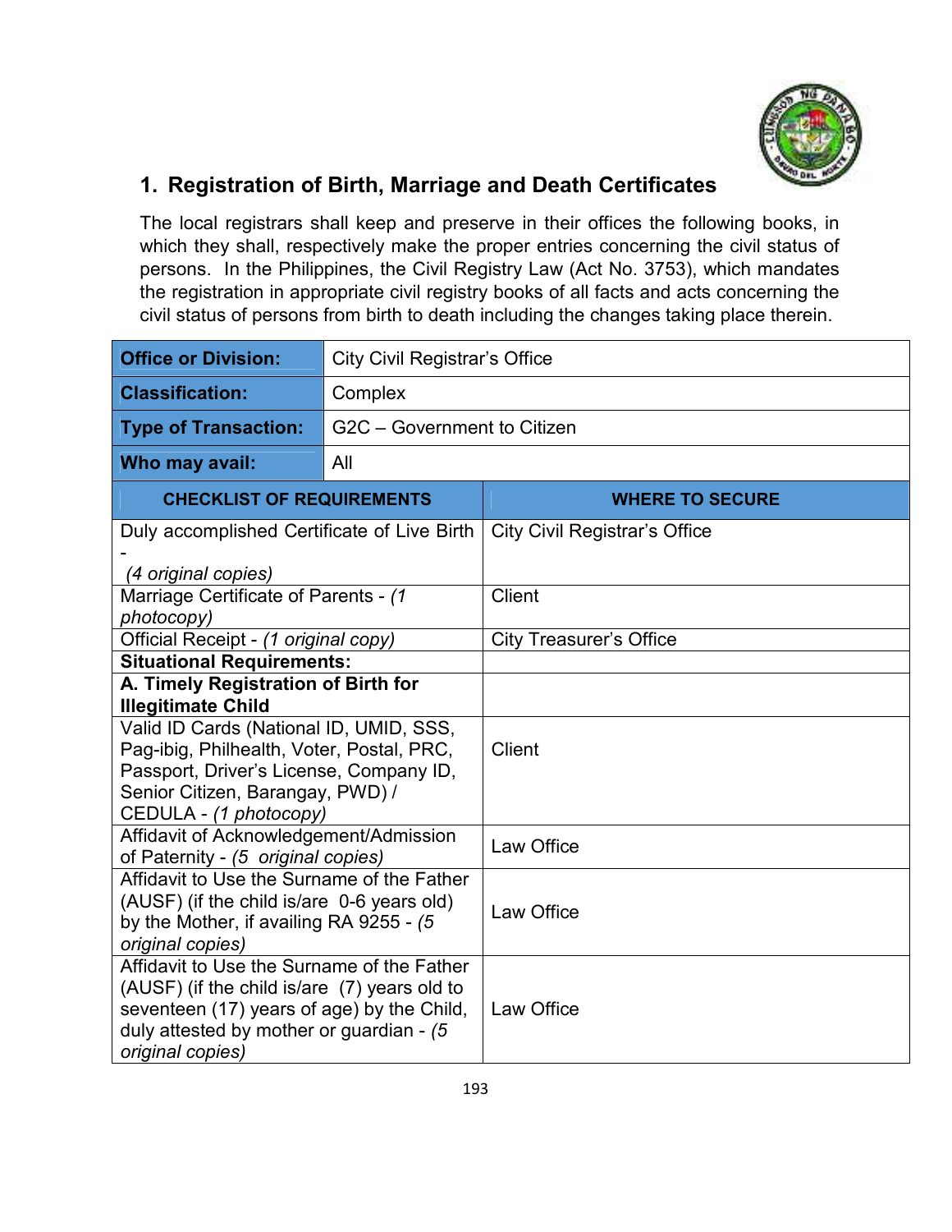## 1. Registration of Birth, Marriage and Death Certificates

The local registrars shall keep and preserve in their offices the following books, in which they shall, respectively make the proper entries concerning the civil status of persons. In the Philippines, the Civil Registry Law (Act No. 3753), which mandates the registration in appropriate civil registry books of all facts and acts concerning the civil status of persons from birth to death including the changes taking place therein.

| **Office or Division:** | City Civil Registrar's Office |
|---|---|
| **Classification:** | Complex |
| **Type of Transaction:** | G2C – Government to Citizen |
| **Who may avail:** | All |

| **CHECKLIST OF REQUIREMENTS** | **WHERE TO SECURE** |
|---|---|
| Duly accomplished Certificate of Live Birth - *(4 original copies)* | City Civil Registrar's Office |
| Marriage Certificate of Parents - *(1 photocopy)* | Client |
| Official Receipt - *(1 original copy)* | City Treasurer's Office |
| **Situational Requirements:** | |
| **A. Timely Registration of Birth for Illegitimate Child** | |
| Valid ID Cards (National ID, UMID, SSS, Pag-ibig, Philhealth, Voter, Postal, PRC, Passport, Driver's License, Company ID, Senior Citizen, Barangay, PWD) / CEDULA - *(1 photocopy)* | Client |
| Affidavit of Acknowledgement/Admission of Paternity - *(5 original copies)* | Law Office |
| Affidavit to Use the Surname of the Father (AUSF) (if the child is/are 0-6 years old) by the Mother, if availing RA 9255 - *(5 original copies)* | Law Office |
| Affidavit to Use the Surname of the Father (AUSF) (if the child is/are (7) years old to seventeen (17) years of age) by the Child, duly attested by mother or guardian - *(5 original copies)* | Law Office |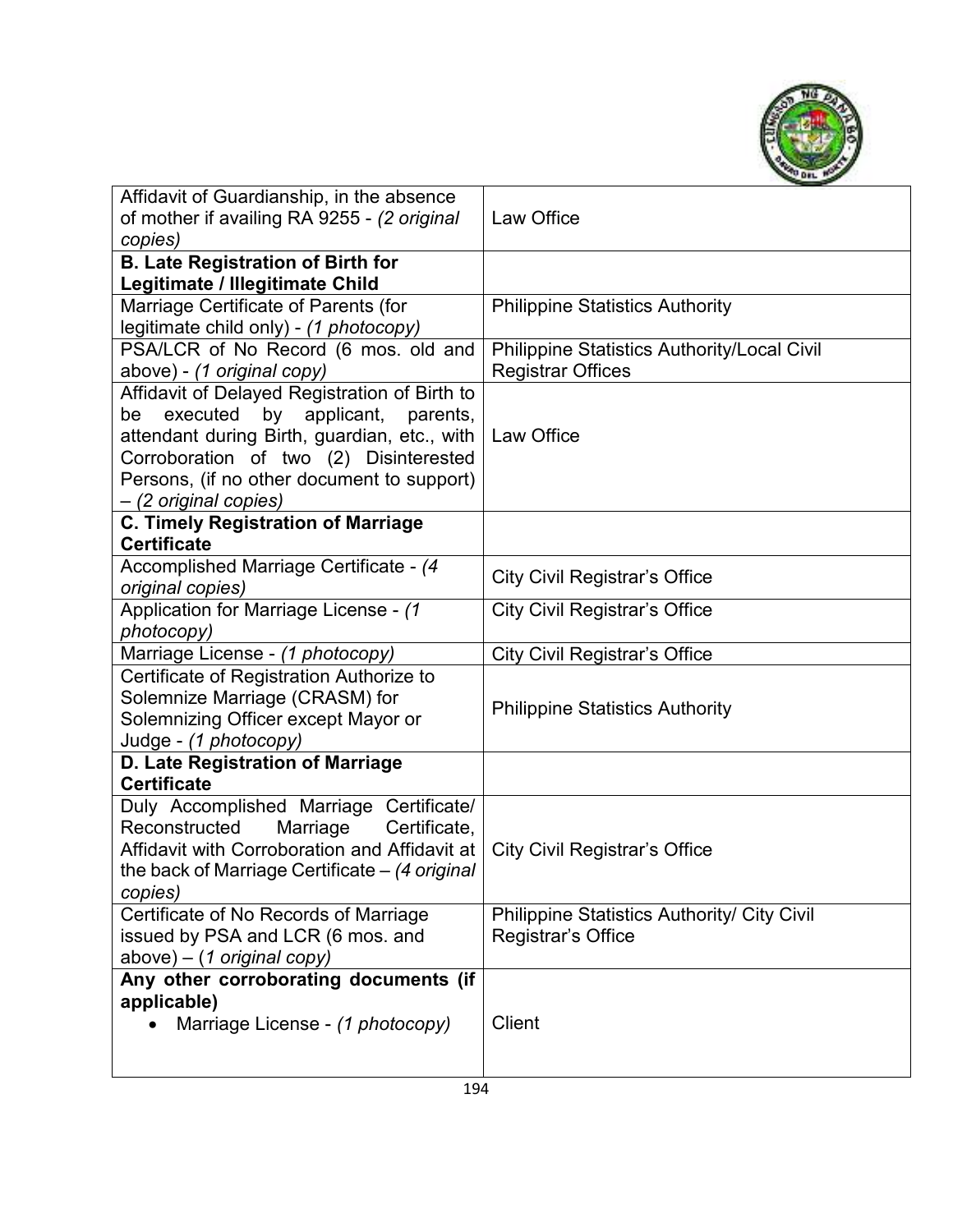| | |
|---|---|
| Affidavit of Guardianship, in the absence of mother if availing RA 9255 - *(2 original copies)* | Law Office |
| **B. Late Registration of Birth for Legitimate / Illegitimate Child** | |
| Marriage Certificate of Parents (for legitimate child only) - *(1 photocopy)* | Philippine Statistics Authority |
| PSA/LCR of No Record (6 mos. old and above) - *(1 original copy)* | Philippine Statistics Authority/Local Civil Registrar Offices |
| Affidavit of Delayed Registration of Birth to be executed by applicant, parents, attendant during Birth, guardian, etc., with Corroboration of two (2) Disinterested Persons, (if no other document to support) – *(2 original copies)* | Law Office |
| **C. Timely Registration of Marriage Certificate** | |
| Accomplished Marriage Certificate - *(4 original copies)* | City Civil Registrar's Office |
| Application for Marriage License - *(1 photocopy)* | City Civil Registrar's Office |
| Marriage License - *(1 photocopy)* | City Civil Registrar's Office |
| Certificate of Registration Authorize to Solemnize Marriage (CRASM) for Solemnizing Officer except Mayor or Judge - *(1 photocopy)* | Philippine Statistics Authority |
| **D. Late Registration of Marriage Certificate** | |
| Duly Accomplished Marriage Certificate/ Reconstructed Marriage Certificate, Affidavit with Corroboration and Affidavit at the back of Marriage Certificate – *(4 original copies)* | City Civil Registrar's Office |
| Certificate of No Records of Marriage issued by PSA and LCR (6 mos. and above) – (*1 original copy)* | Philippine Statistics Authority/ City Civil Registrar's Office |
| **Any other corroborating documents (if applicable)**<br>• Marriage License - *(1 photocopy)* | Client |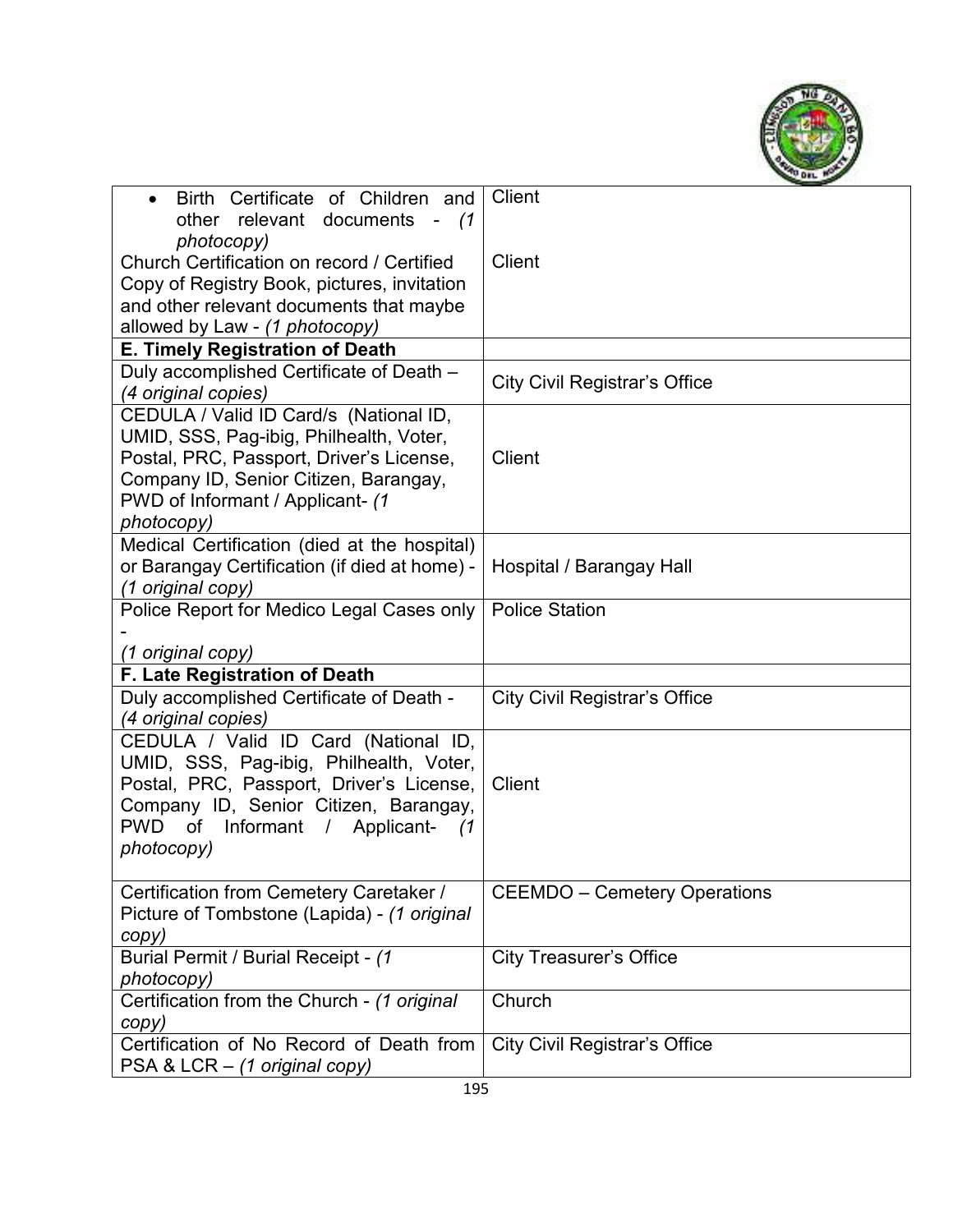| | |
|---|---|
| • Birth Certificate of Children and other relevant documents - *(1 photocopy)*<br>Church Certification on record / Certified Copy of Registry Book, pictures, invitation and other relevant documents that maybe allowed by Law - *(1 photocopy)* | Client<br><br>Client |
| **E. Timely Registration of Death** | |
| Duly accomplished Certificate of Death – *(4 original copies)* | City Civil Registrar's Office |
| CEDULA / Valid ID Card/s (National ID, UMID, SSS, Pag-ibig, Philhealth, Voter, Postal, PRC, Passport, Driver's License, Company ID, Senior Citizen, Barangay, PWD of Informant / Applicant- *(1 photocopy)* | Client |
| Medical Certification (died at the hospital) or Barangay Certification (if died at home) - *(1 original copy)* | Hospital / Barangay Hall |
| Police Report for Medico Legal Cases only - *(1 original copy)* | Police Station |
| **F. Late Registration of Death** | |
| Duly accomplished Certificate of Death - *(4 original copies)* | City Civil Registrar's Office |
| CEDULA / Valid ID Card (National ID, UMID, SSS, Pag-ibig, Philhealth, Voter, Postal, PRC, Passport, Driver's License, Company ID, Senior Citizen, Barangay, PWD of Informant / Applicant- *(1 photocopy)* | Client |
| Certification from Cemetery Caretaker / Picture of Tombstone (Lapida) - *(1 original copy)* | CEEMDO – Cemetery Operations |
| Burial Permit / Burial Receipt - *(1 photocopy)* | City Treasurer's Office |
| Certification from the Church - *(1 original copy)* | Church |
| Certification of No Record of Death from PSA & LCR – *(1 original copy)* | City Civil Registrar's Office |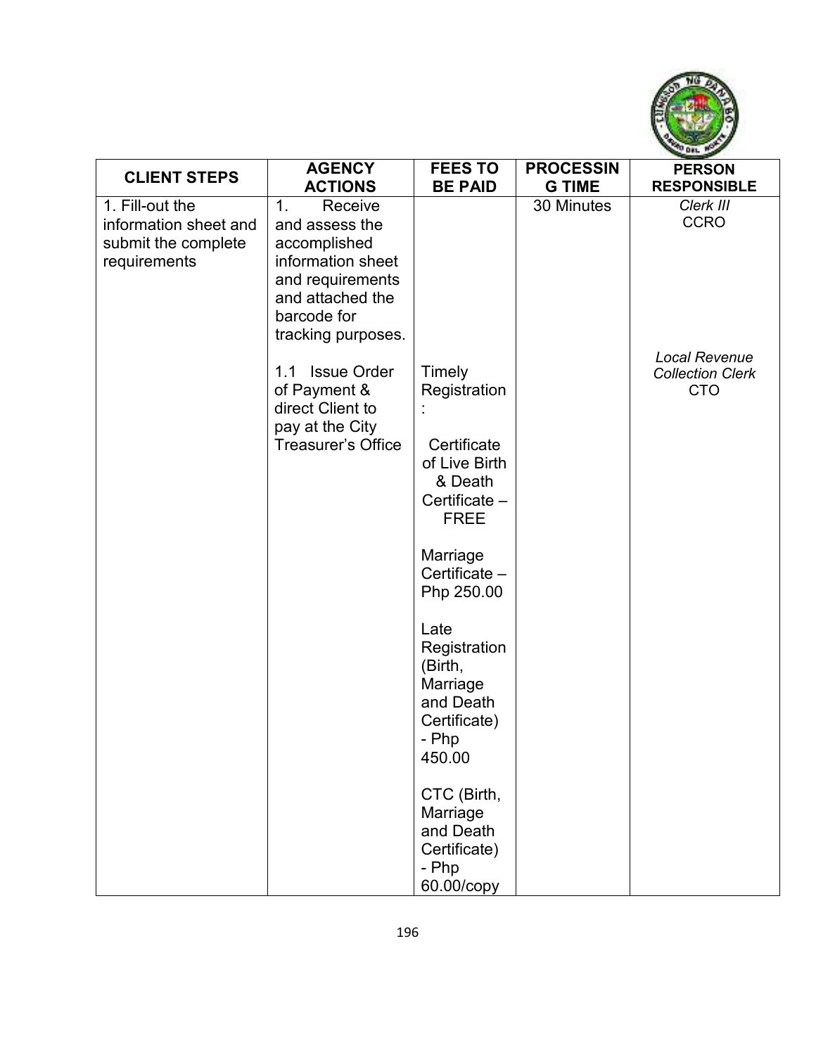| CLIENT STEPS | AGENCY ACTIONS | FEES TO BE PAID | PROCESSING TIME | PERSON RESPONSIBLE |
|---|---|---|---|---|
| 1. Fill-out the information sheet and submit the complete requirements | 1. Receive and assess the accomplished information sheet and requirements and attached the barcode for tracking purposes. | | 30 Minutes | *Clerk III* CCRO |
| | 1.1 Issue Order of Payment & direct Client to pay at the City Treasurer's Office | Timely Registration: <br><br> Certificate of Live Birth & Death Certificate – FREE <br><br> Marriage Certificate – Php 250.00 <br><br> Late Registration (Birth, Marriage and Death Certificate) - Php 450.00 <br><br> CTC (Birth, Marriage and Death Certificate) - Php 60.00/copy | | *Local Revenue Collection Clerk* CTO |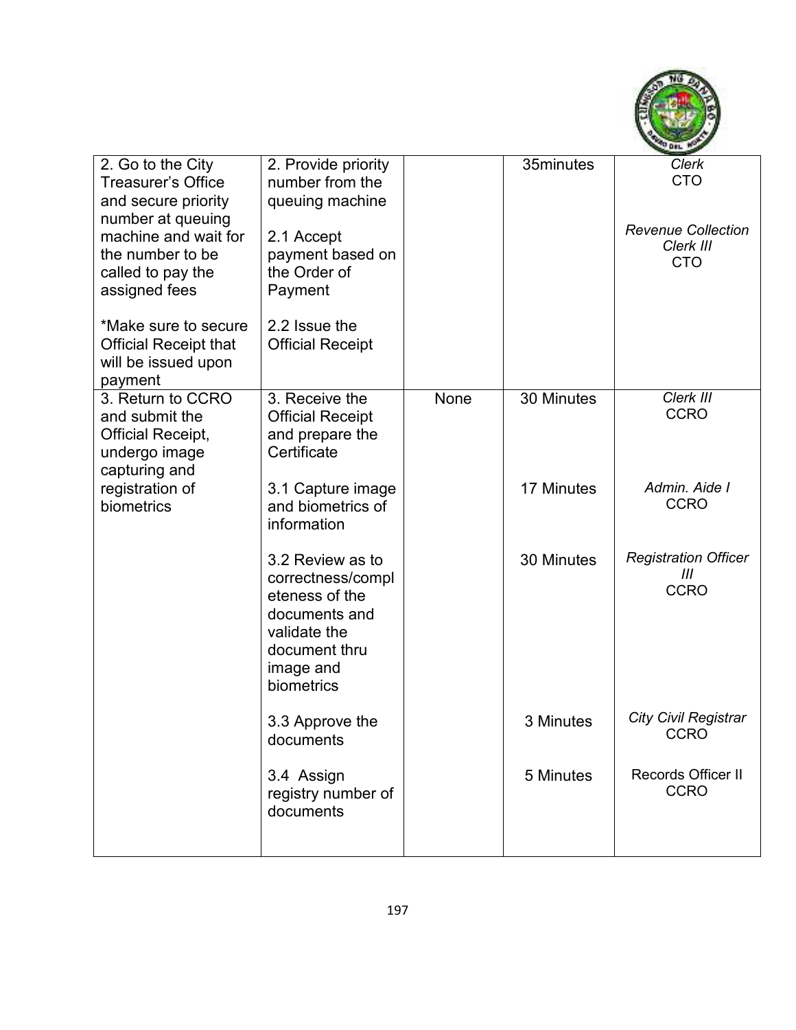| | | | | |
|---|---|---|---|---|
| 2. Go to the City Treasurer's Office and secure priority number at queuing machine and wait for the number to be called to pay the assigned fees<br><br>*Make sure to secure Official Receipt that will be issued upon payment | 2. Provide priority number from the queuing machine<br><br>2.1 Accept payment based on the Order of Payment<br><br>2.2 Issue the Official Receipt | | 35minutes | *Clerk*<br>CTO<br><br>*Revenue Collection Clerk III*<br>CTO |
| 3. Return to CCRO and submit the Official Receipt, undergo image capturing and registration of biometrics | 3. Receive the Official Receipt and prepare the Certificate<br><br>3.1 Capture image and biometrics of information<br><br>3.2 Review as to correctness/completeness of the documents and validate the document thru image and biometrics<br><br>3.3 Approve the documents<br><br>3.4 Assign registry number of documents | None | 30 Minutes<br><br>17 Minutes<br><br>30 Minutes<br><br>3 Minutes<br><br>5 Minutes | *Clerk III*<br>CCRO<br><br>*Admin. Aide I*<br>CCRO<br><br>*Registration Officer III*<br>CCRO<br><br>*City Civil Registrar*<br>CCRO<br><br>Records Officer II<br>CCRO |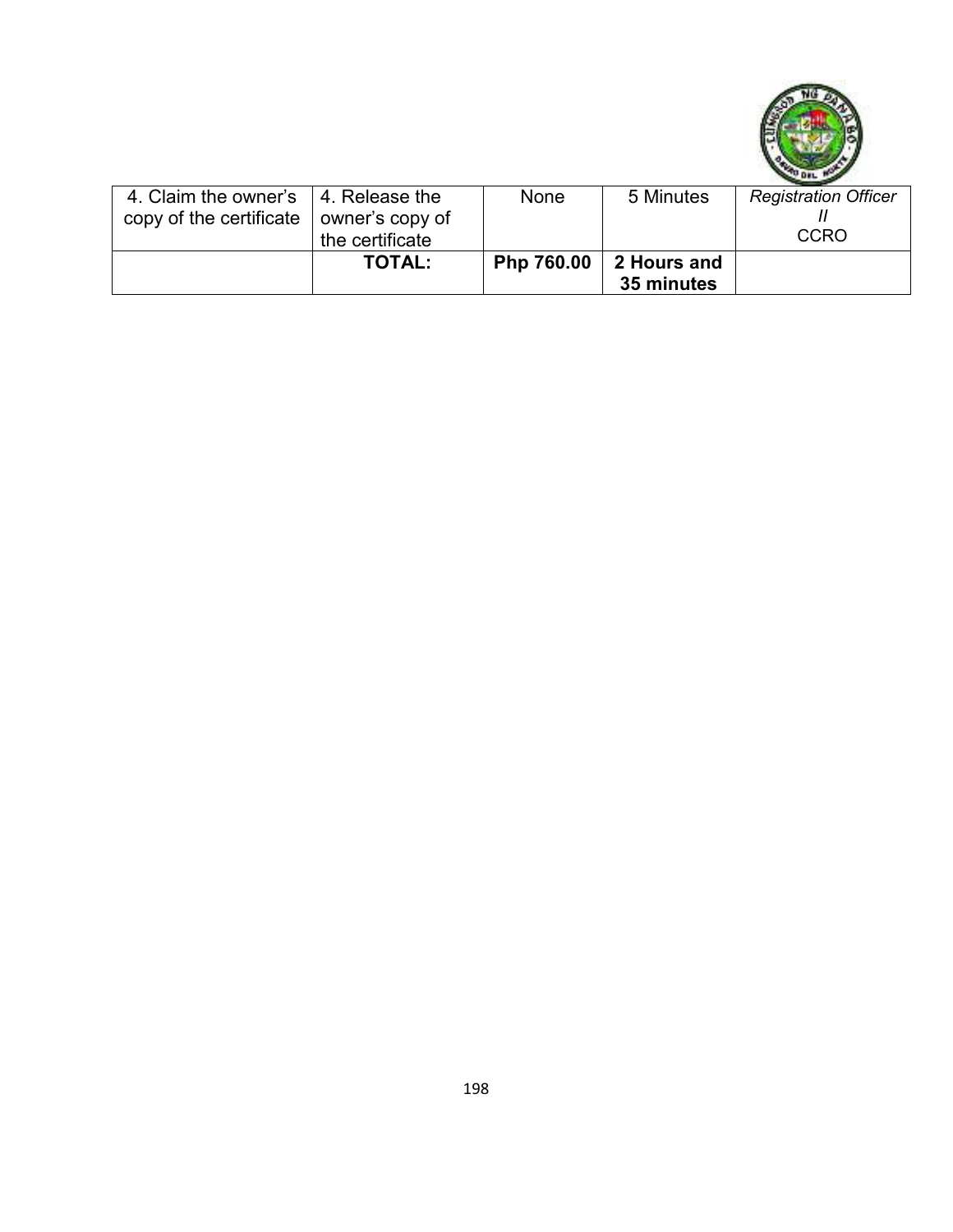| | | | | |
|---|---|---|---|---|
| 4. Claim the owner's copy of the certificate | 4. Release the owner's copy of the certificate | None | 5 Minutes | *Registration Officer II* CCRO |
| | **TOTAL:** | **Php 760.00** | **2 Hours and 35 minutes** | |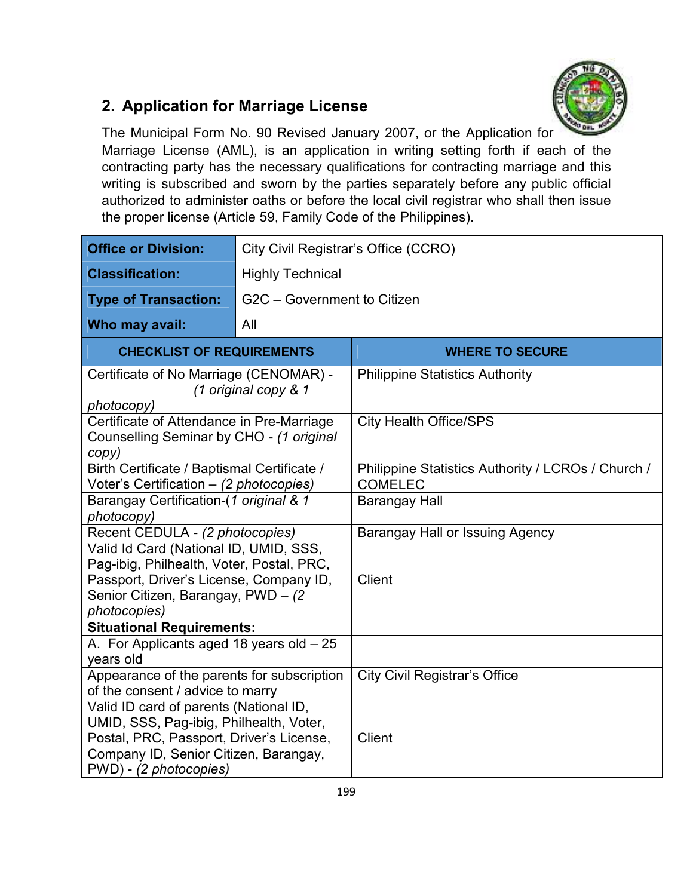## 2. Application for Marriage License

The Municipal Form No. 90 Revised January 2007, or the Application for Marriage License (AML), is an application in writing setting forth if each of the contracting party has the necessary qualifications for contracting marriage and this writing is subscribed and sworn by the parties separately before any public official authorized to administer oaths or before the local civil registrar who shall then issue the proper license (Article 59, Family Code of the Philippines).

| **Office or Division:** | City Civil Registrar's Office (CCRO) |
|---|---|
| **Classification:** | Highly Technical |
| **Type of Transaction:** | G2C – Government to Citizen |
| **Who may avail:** | All |

| CHECKLIST OF REQUIREMENTS | WHERE TO SECURE |
|---|---|
| Certificate of No Marriage (CENOMAR) - *(1 original copy & 1 photocopy)* | Philippine Statistics Authority |
| Certificate of Attendance in Pre-Marriage Counselling Seminar by CHO - *(1 original copy)* | City Health Office/SPS |
| Birth Certificate / Baptismal Certificate / Voter's Certification – *(2 photocopies)* | Philippine Statistics Authority / LCROs / Church / COMELEC |
| Barangay Certification-(*1 original & 1 photocopy)* | Barangay Hall |
| Recent CEDULA - *(2 photocopies)* | Barangay Hall or Issuing Agency |
| Valid Id Card (National ID, UMID, SSS, Pag-ibig, Philhealth, Voter, Postal, PRC, Passport, Driver's License, Company ID, Senior Citizen, Barangay, PWD – *(2 photocopies)* | Client |
| **Situational Requirements:** | |
| A. For Applicants aged 18 years old – 25 years old | |
| Appearance of the parents for subscription of the consent / advice to marry | City Civil Registrar's Office |
| Valid ID card of parents (National ID, UMID, SSS, Pag-ibig, Philhealth, Voter, Postal, PRC, Passport, Driver's License, Company ID, Senior Citizen, Barangay, PWD) - *(2 photocopies)* | Client |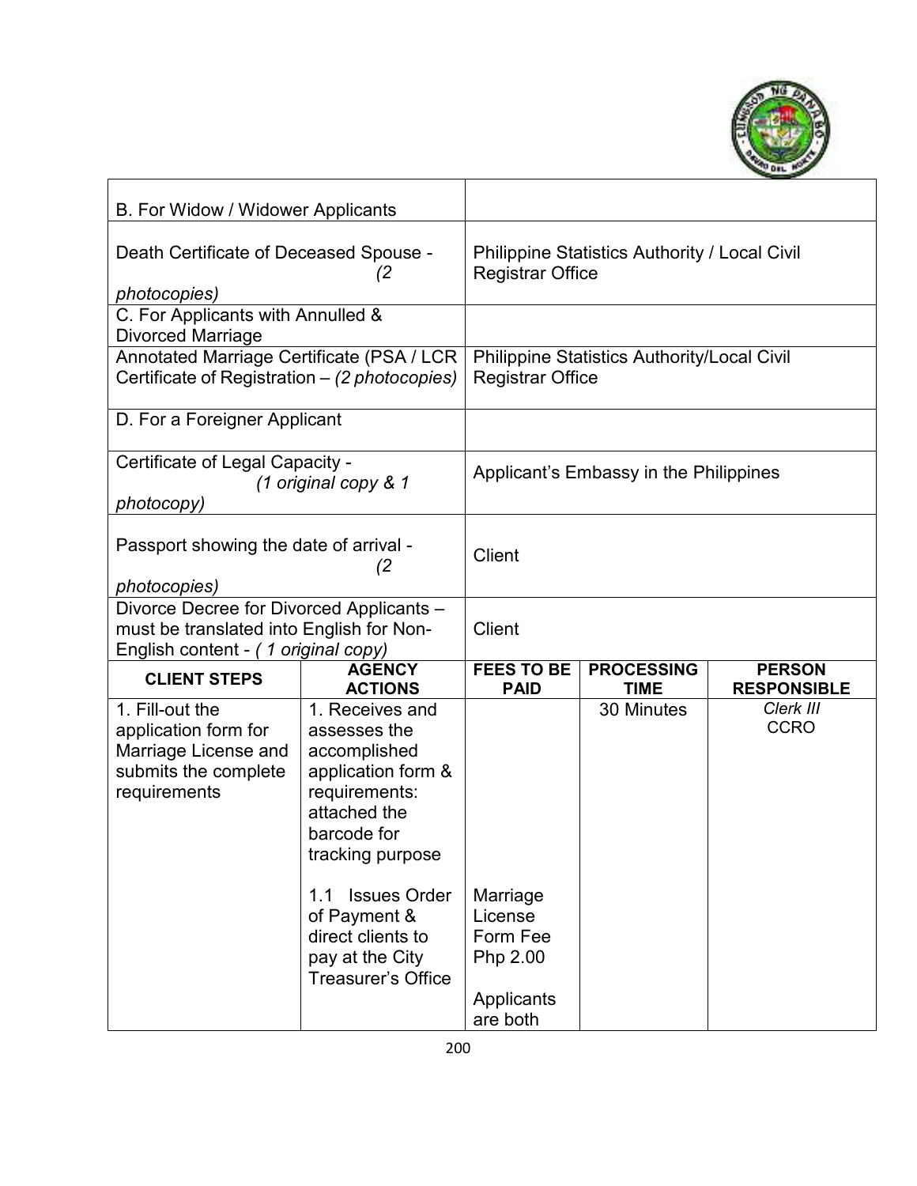| B. For Widow / Widower Applicants | |
|---|---|
| Death Certificate of Deceased Spouse - *(2 photocopies)* | Philippine Statistics Authority / Local Civil Registrar Office |
| C. For Applicants with Annulled & Divorced Marriage | |
| Annotated Marriage Certificate (PSA / LCR Certificate of Registration – *(2 photocopies)* | Philippine Statistics Authority/Local Civil Registrar Office |
| D. For a Foreigner Applicant | |
| Certificate of Legal Capacity - *(1 original copy & 1 photocopy)* | Applicant's Embassy in the Philippines |
| Passport showing the date of arrival - *(2 photocopies)* | Client |
| Divorce Decree for Divorced Applicants – must be translated into English for Non-English content - *( 1 original copy)* | Client |

| CLIENT STEPS | AGENCY ACTIONS | FEES TO BE PAID | PROCESSING TIME | PERSON RESPONSIBLE |
|---|---|---|---|---|
| 1. Fill-out the application form for Marriage License and submits the complete requirements | 1. Receives and assesses the accomplished application form & requirements: attached the barcode for tracking purpose<br><br>1.1 Issues Order of Payment & direct clients to pay at the City Treasurer's Office | <br><br><br><br><br>Marriage License Form Fee Php 2.00<br><br>Applicants are both | 30 Minutes | *Clerk III*<br>CCRO |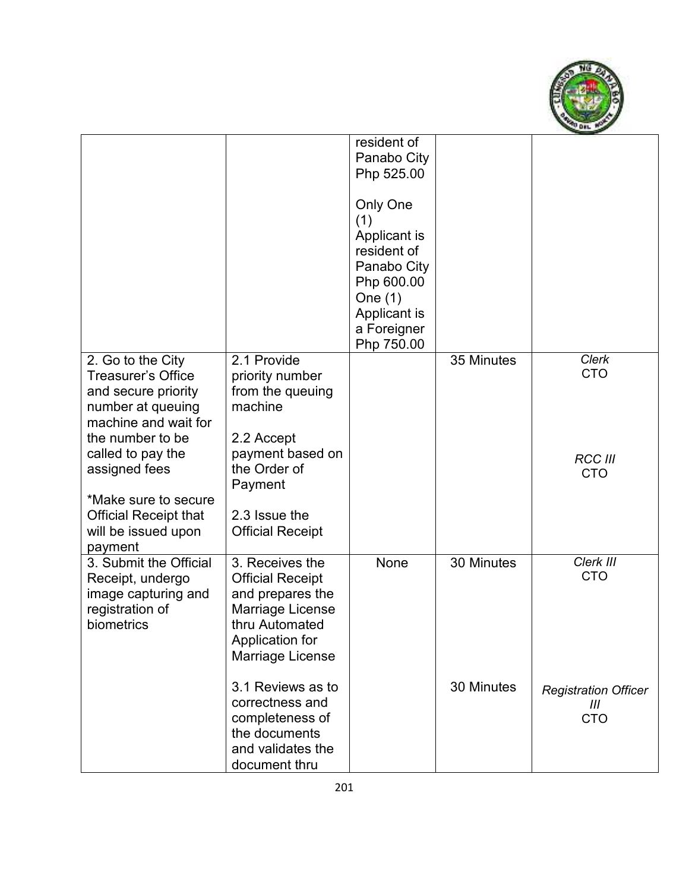| | | resident of Panabo City Php 525.00<br><br>Only One (1) Applicant is resident of Panabo City Php 600.00<br>One (1) Applicant is a Foreigner Php 750.00 | | |
|---|---|---|---|---|
| 2. Go to the City Treasurer's Office and secure priority number at queuing machine and wait for the number to be called to pay the assigned fees<br><br>*Make sure to secure Official Receipt that will be issued upon payment | 2.1 Provide priority number from the queuing machine<br><br>2.2 Accept payment based on the Order of Payment<br><br>2.3 Issue the Official Receipt | | 35 Minutes | *Clerk*<br>CTO<br><br>*RCC III*<br>CTO |
| 3. Submit the Official Receipt, undergo image capturing and registration of biometrics | 3. Receives the Official Receipt and prepares the Marriage License thru Automated Application for Marriage License<br><br>3.1 Reviews as to correctness and completeness of the documents and validates the document thru | None | 30 Minutes<br><br>30 Minutes | *Clerk III*<br>CTO<br><br>*Registration Officer III*<br>CTO |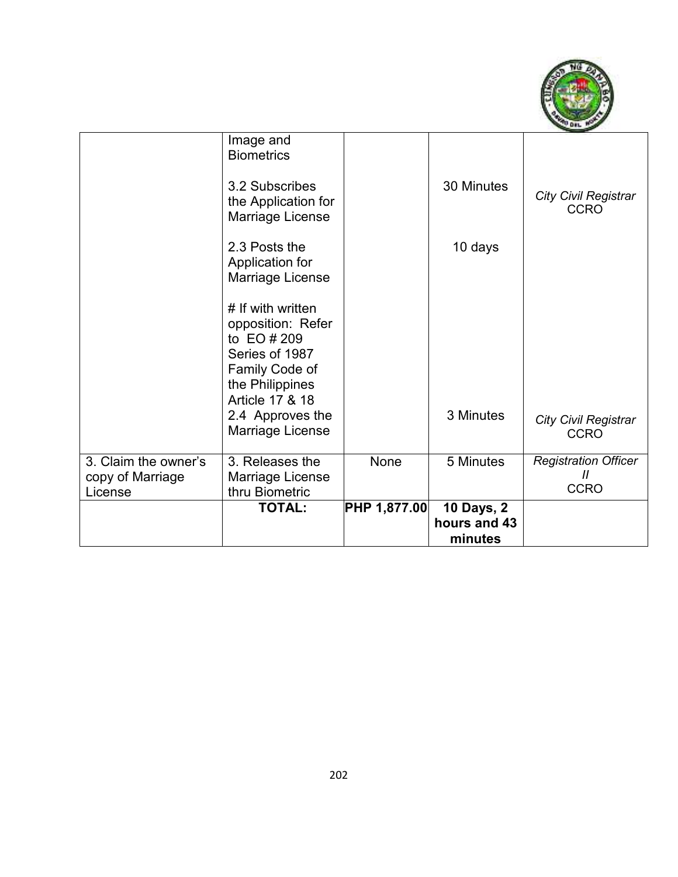| | | | | |
|---|---|---|---|---|
| | Image and Biometrics<br><br>3.2 Subscribes the Application for Marriage License<br><br>2.3 Posts the Application for Marriage License<br><br># If with written opposition: Refer to EO # 209 Series of 1987 Family Code of the Philippines Article 17 & 18<br>2.4 Approves the Marriage License | | 30 Minutes<br><br>10 days<br><br><br><br>3 Minutes | *City Civil Registrar*<br>CCRO<br><br><br><br>*City Civil Registrar*<br>CCRO |
| 3. Claim the owner's copy of Marriage License | 3. Releases the Marriage License thru Biometric | None | 5 Minutes | *Registration Officer II*<br>CCRO |
| | **TOTAL:** | **PHP 1,877.00** | **10 Days, 2 hours and 43 minutes** | |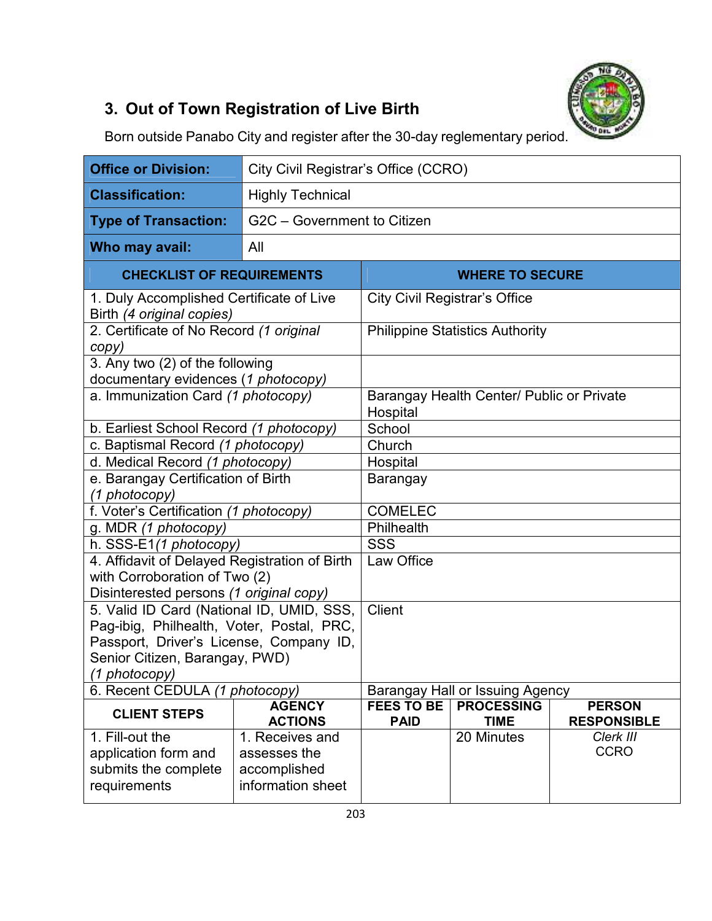### 3. Out of Town Registration of Live Birth

Born outside Panabo City and register after the 30-day reglementary period.

| **Office or Division:** | City Civil Registrar's Office (CCRO) |
|---|---|
| **Classification:** | Highly Technical |
| **Type of Transaction:** | G2C – Government to Citizen |
| **Who may avail:** | All |

| CHECKLIST OF REQUIREMENTS | WHERE TO SECURE |
|---|---|
| 1. Duly Accomplished Certificate of Live Birth *(4 original copies)* | City Civil Registrar's Office |
| 2. Certificate of No Record *(1 original copy)* | Philippine Statistics Authority |
| 3. Any two (2) of the following documentary evidences (*1 photocopy)* | |
| a. Immunization Card *(1 photocopy)* | Barangay Health Center/ Public or Private Hospital |
| b. Earliest School Record *(1 photocopy)* | School |
| c. Baptismal Record *(1 photocopy)* | Church |
| d. Medical Record *(1 photocopy)* | Hospital |
| e. Barangay Certification of Birth *(1 photocopy)* | Barangay |
| f. Voter's Certification *(1 photocopy)* | COMELEC |
| g. MDR *(1 photocopy)* | Philhealth |
| h. SSS-E1*(1 photocopy)* | SSS |
| 4. Affidavit of Delayed Registration of Birth with Corroboration of Two (2) Disinterested persons *(1 original copy)* | Law Office |
| 5. Valid ID Card (National ID, UMID, SSS, Pag-ibig, Philhealth, Voter, Postal, PRC, Passport, Driver's License, Company ID, Senior Citizen, Barangay, PWD) *(1 photocopy)* | Client |
| 6. Recent CEDULA *(1 photocopy)* | Barangay Hall or Issuing Agency |

| CLIENT STEPS | AGENCY ACTIONS | FEES TO BE PAID | PROCESSING TIME | PERSON RESPONSIBLE |
|---|---|---|---|---|
| 1. Fill-out the application form and submits the complete requirements | 1. Receives and assesses the accomplished information sheet | | 20 Minutes | *Clerk III* CCRO |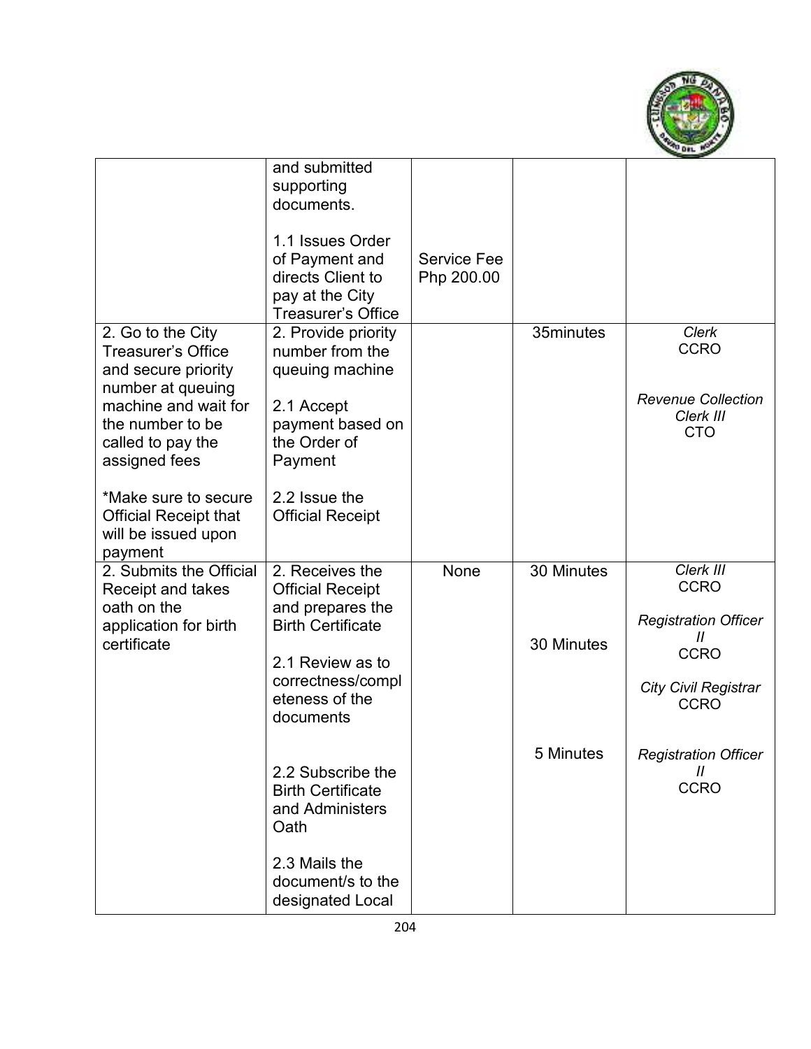| | | | | |
|---|---|---|---|---|
| | and submitted supporting documents.<br><br>1.1 Issues Order of Payment and directs Client to pay at the City Treasurer's Office | Service Fee Php 200.00 | | |
| 2. Go to the City Treasurer's Office and secure priority number at queuing machine and wait for the number to be called to pay the assigned fees<br><br>*Make sure to secure Official Receipt that will be issued upon payment | 2. Provide priority number from the queuing machine<br><br>2.1 Accept payment based on the Order of Payment<br><br>2.2 Issue the Official Receipt | | 35minutes | *Clerk*<br>CCRO<br><br>*Revenue Collection Clerk III*<br>CTO |
| 2. Submits the Official Receipt and takes oath on the application for birth certificate | 2. Receives the Official Receipt and prepares the Birth Certificate<br><br>2.1 Review as to correctness/completeness of the documents<br><br>2.2 Subscribe the Birth Certificate and Administers Oath<br><br>2.3 Mails the document/s to the designated Local | None | 30 Minutes<br><br>30 Minutes<br><br>5 Minutes | *Clerk III*<br>CCRO<br><br>*Registration Officer II*<br>CCRO<br><br>*City Civil Registrar*<br>CCRO<br><br>*Registration Officer II*<br>CCRO |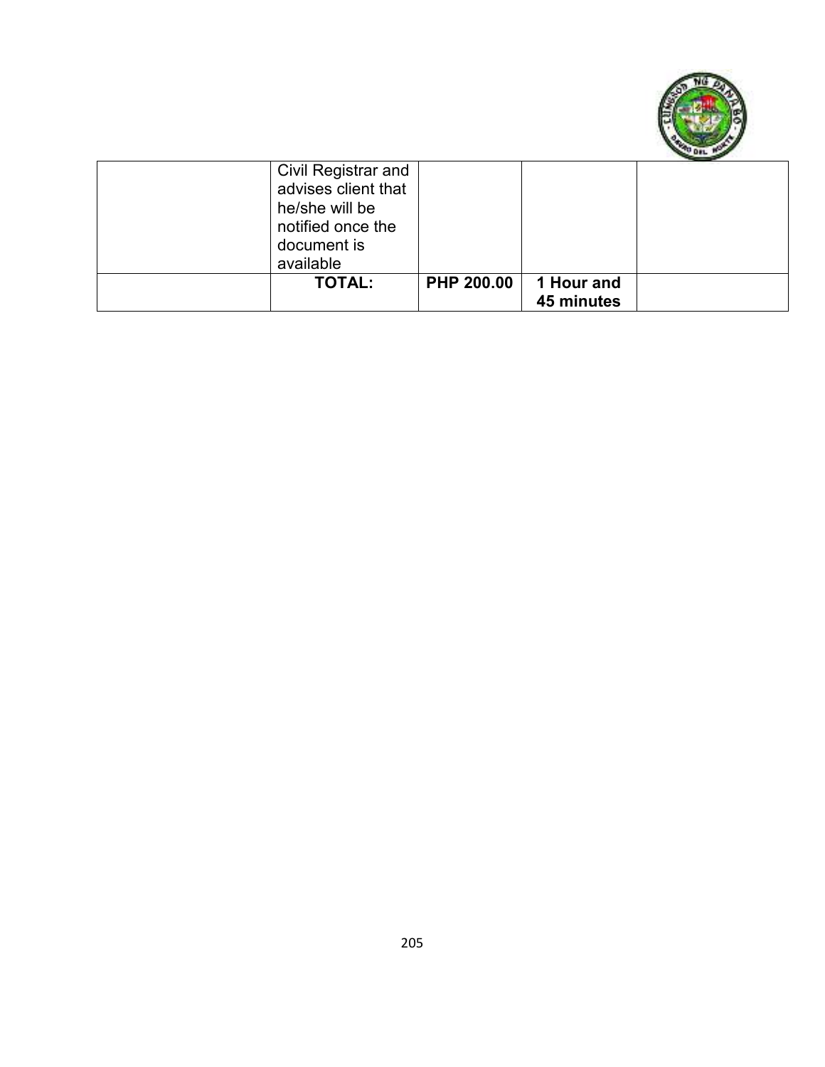| | | | | |
|---|---|---|---|---|
| | Civil Registrar and advises client that he/she will be notified once the document is available | | | |
| | **TOTAL:** | **PHP 200.00** | **1 Hour and 45 minutes** | |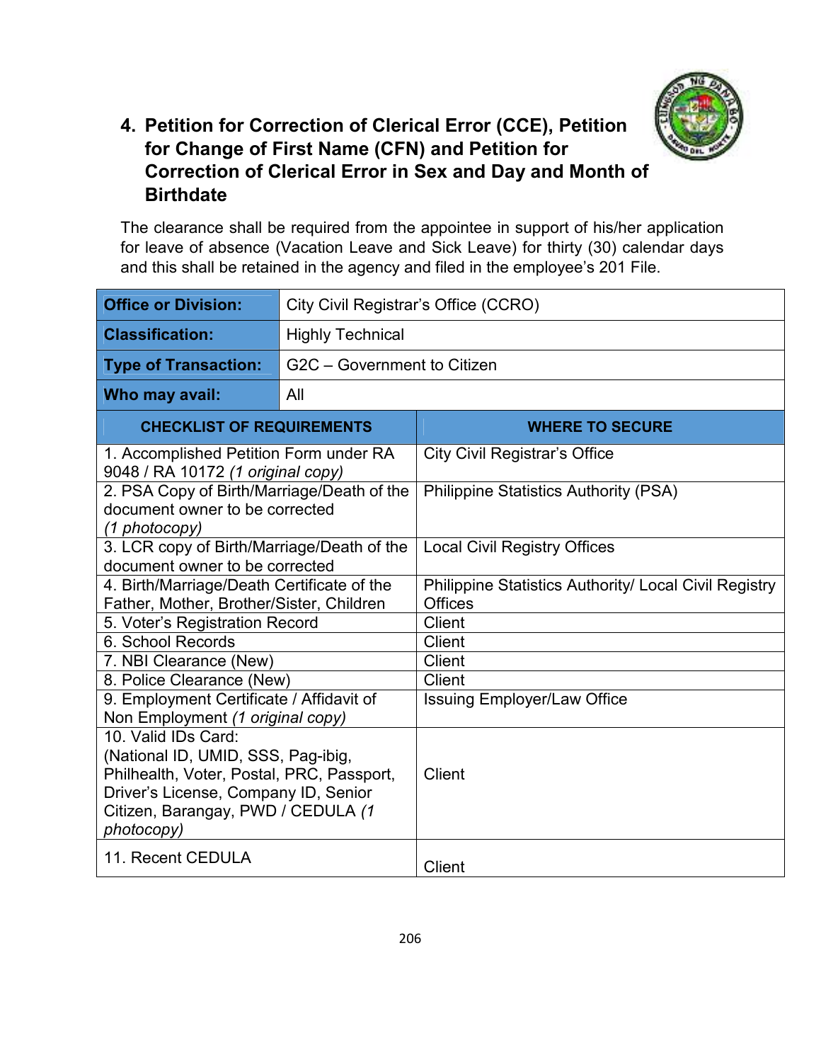## 4. Petition for Correction of Clerical Error (CCE), Petition for Change of First Name (CFN) and Petition for Correction of Clerical Error in Sex and Day and Month of Birthdate

The clearance shall be required from the appointee in support of his/her application for leave of absence (Vacation Leave and Sick Leave) for thirty (30) calendar days and this shall be retained in the agency and filed in the employee's 201 File.

| **Office or Division:** | City Civil Registrar's Office (CCRO) |
|---|---|
| **Classification:** | Highly Technical |
| **Type of Transaction:** | G2C – Government to Citizen |
| **Who may avail:** | All |

| **CHECKLIST OF REQUIREMENTS** | **WHERE TO SECURE** |
|---|---|
| 1. Accomplished Petition Form under RA 9048 / RA 10172 *(1 original copy)* | City Civil Registrar's Office |
| 2. PSA Copy of Birth/Marriage/Death of the document owner to be corrected *(1 photocopy)* | Philippine Statistics Authority (PSA) |
| 3. LCR copy of Birth/Marriage/Death of the document owner to be corrected | Local Civil Registry Offices |
| 4. Birth/Marriage/Death Certificate of the Father, Mother, Brother/Sister, Children | Philippine Statistics Authority/ Local Civil Registry Offices |
| 5. Voter's Registration Record | Client |
| 6. School Records | Client |
| 7. NBI Clearance (New) | Client |
| 8. Police Clearance (New) | Client |
| 9. Employment Certificate / Affidavit of Non Employment *(1 original copy)* | Issuing Employer/Law Office |
| 10. Valid IDs Card: (National ID, UMID, SSS, Pag-ibig, Philhealth, Voter, Postal, PRC, Passport, Driver's License, Company ID, Senior Citizen, Barangay, PWD / CEDULA *(1 photocopy)* | Client |
| 11. Recent CEDULA | Client |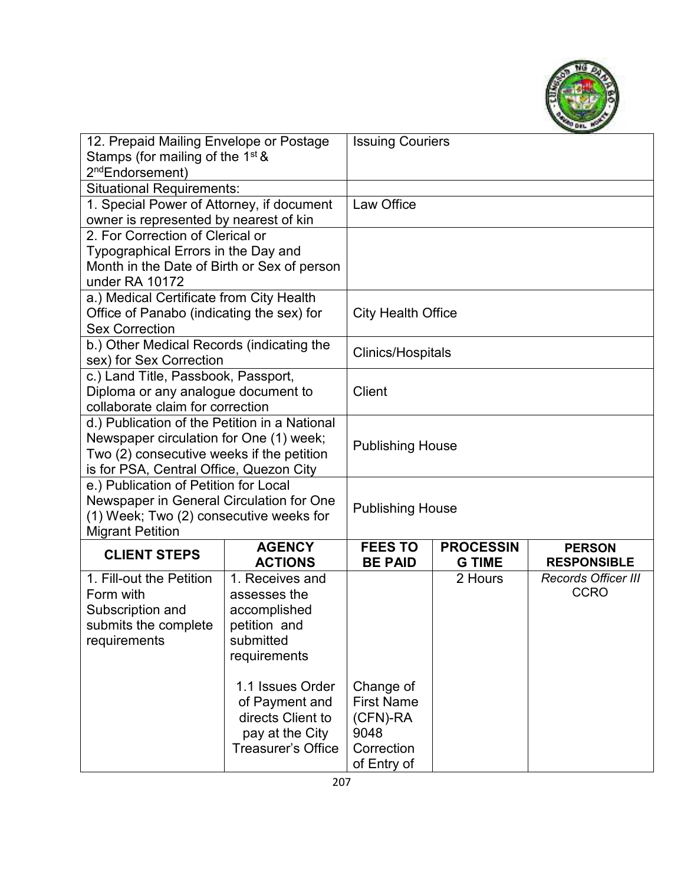| | |
|---|---|
| 12. Prepaid Mailing Envelope or Postage Stamps (for mailing of the 1st & 2nd Endorsement) | Issuing Couriers |
| Situational Requirements: | |
| 1. Special Power of Attorney, if document owner is represented by nearest of kin | Law Office |
| 2. For Correction of Clerical or Typographical Errors in the Day and Month in the Date of Birth or Sex of person under RA 10172 | |
| a.) Medical Certificate from City Health Office of Panabo (indicating the sex) for Sex Correction | City Health Office |
| b.) Other Medical Records (indicating the sex) for Sex Correction | Clinics/Hospitals |
| c.) Land Title, Passbook, Passport, Diploma or any analogue document to collaborate claim for correction | Client |
| d.) Publication of the Petition in a National Newspaper circulation for One (1) week; Two (2) consecutive weeks if the petition is for PSA, Central Office, Quezon City | Publishing House |
| e.) Publication of Petition for Local Newspaper in General Circulation for One (1) Week; Two (2) consecutive weeks for Migrant Petition | Publishing House |

| CLIENT STEPS | AGENCY ACTIONS | FEES TO BE PAID | PROCESSING TIME | PERSON RESPONSIBLE |
|---|---|---|---|---|
| 1. Fill-out the Petition Form with Subscription and submits the complete requirements | 1. Receives and assesses the accomplished petition and submitted requirements<br><br>1.1 Issues Order of Payment and directs Client to pay at the City Treasurer's Office | <br><br><br><br><br><br>Change of First Name (CFN)-RA 9048 Correction of Entry of | 2 Hours | *Records Officer III* CCRO |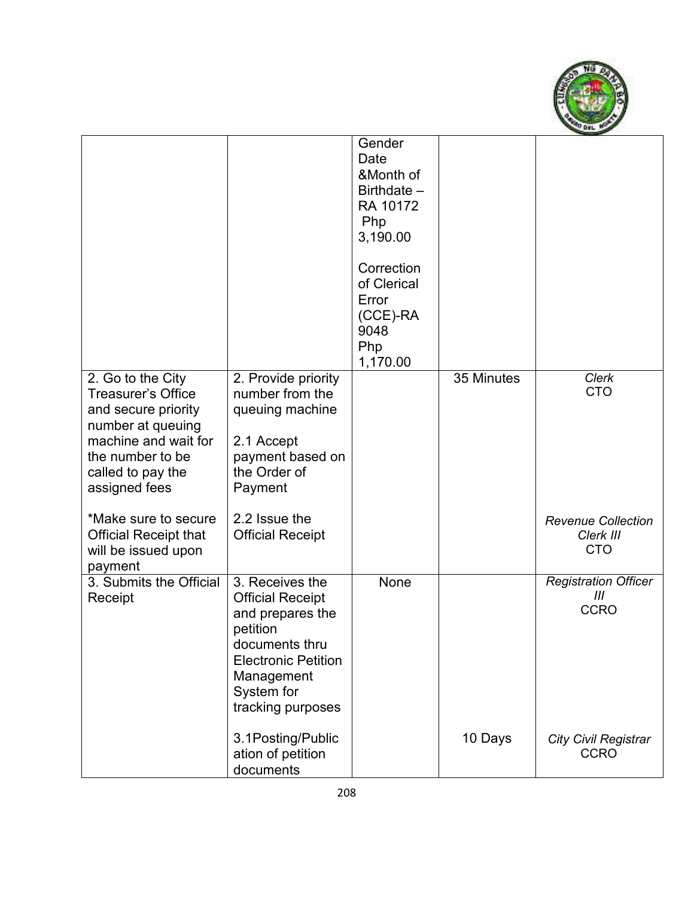| | | | | |
|---|---|---|---|---|
| | | Gender Date &Month of Birthdate – RA 10172 Php 3,190.00<br><br>Correction of Clerical Error (CCE)-RA 9048 Php 1,170.00 | | |
| 2. Go to the City Treasurer's Office and secure priority number at queuing machine and wait for the number to be called to pay the assigned fees<br><br>*Make sure to secure Official Receipt that will be issued upon payment | 2. Provide priority number from the queuing machine<br><br>2.1 Accept payment based on the Order of Payment<br><br>2.2 Issue the Official Receipt | | 35 Minutes | *Clerk*<br>CTO<br><br>*Revenue Collection Clerk III*<br>CTO |
| 3. Submits the Official Receipt | 3. Receives the Official Receipt and prepares the petition documents thru Electronic Petition Management System for tracking purposes<br><br>3.1Posting/Publication of petition documents | None | <br><br>10 Days | *Registration Officer III*<br>CCRO<br><br>*City Civil Registrar*<br>CCRO |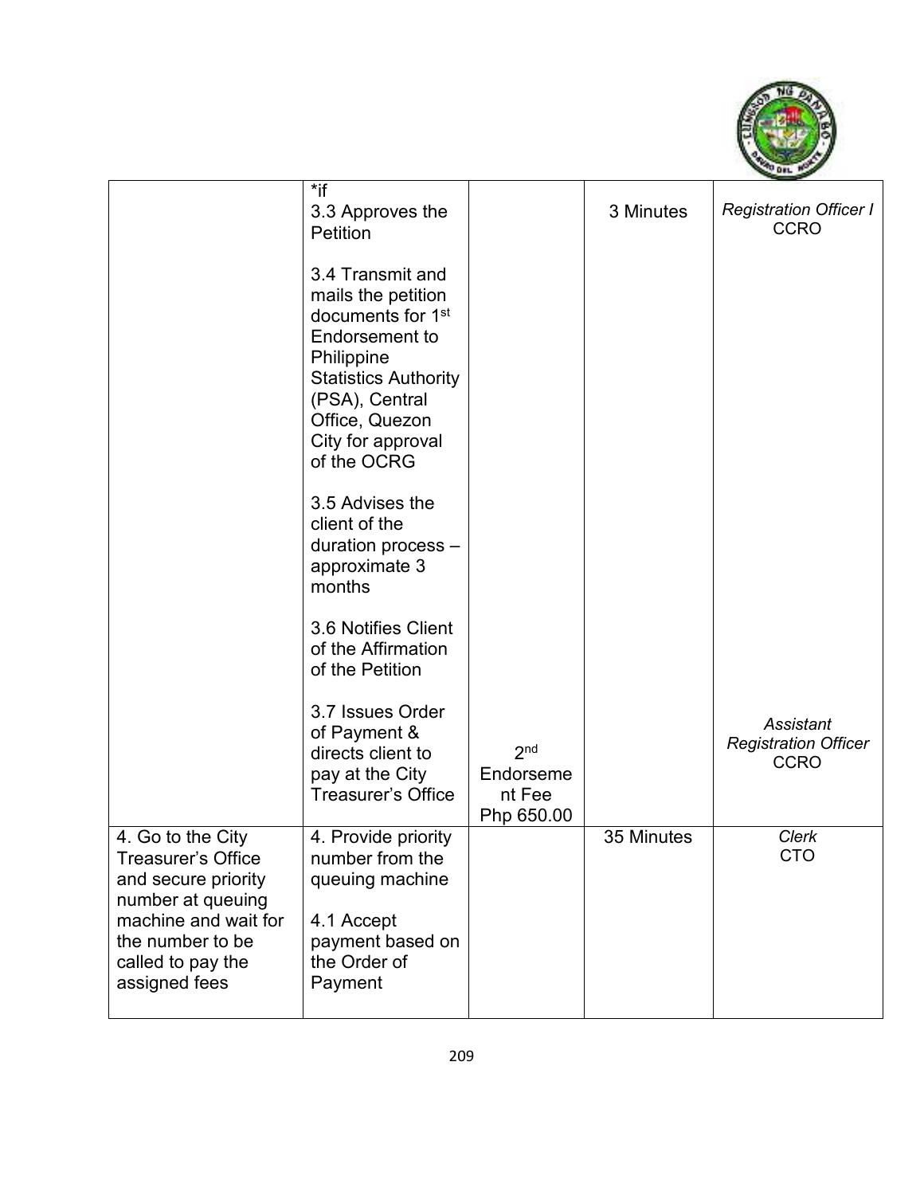| | | | | |
|---|---|---|---|---|
| | *if<br>3.3 Approves the Petition<br><br>3.4 Transmit and mails the petition documents for 1st Endorsement to Philippine Statistics Authority (PSA), Central Office, Quezon City for approval of the OCRG<br><br>3.5 Advises the client of the duration process – approximate 3 months<br><br>3.6 Notifies Client of the Affirmation of the Petition<br><br>3.7 Issues Order of Payment & directs client to pay at the City Treasurer's Office | 2nd Endorsement Fee Php 650.00 | 3 Minutes | *Registration Officer I*<br>CCRO<br><br>*Assistant Registration Officer*<br>CCRO |
| 4. Go to the City Treasurer's Office and secure priority number at queuing machine and wait for the number to be called to pay the assigned fees | 4. Provide priority number from the queuing machine<br><br>4.1 Accept payment based on the Order of Payment | | 35 Minutes | *Clerk*<br>CTO |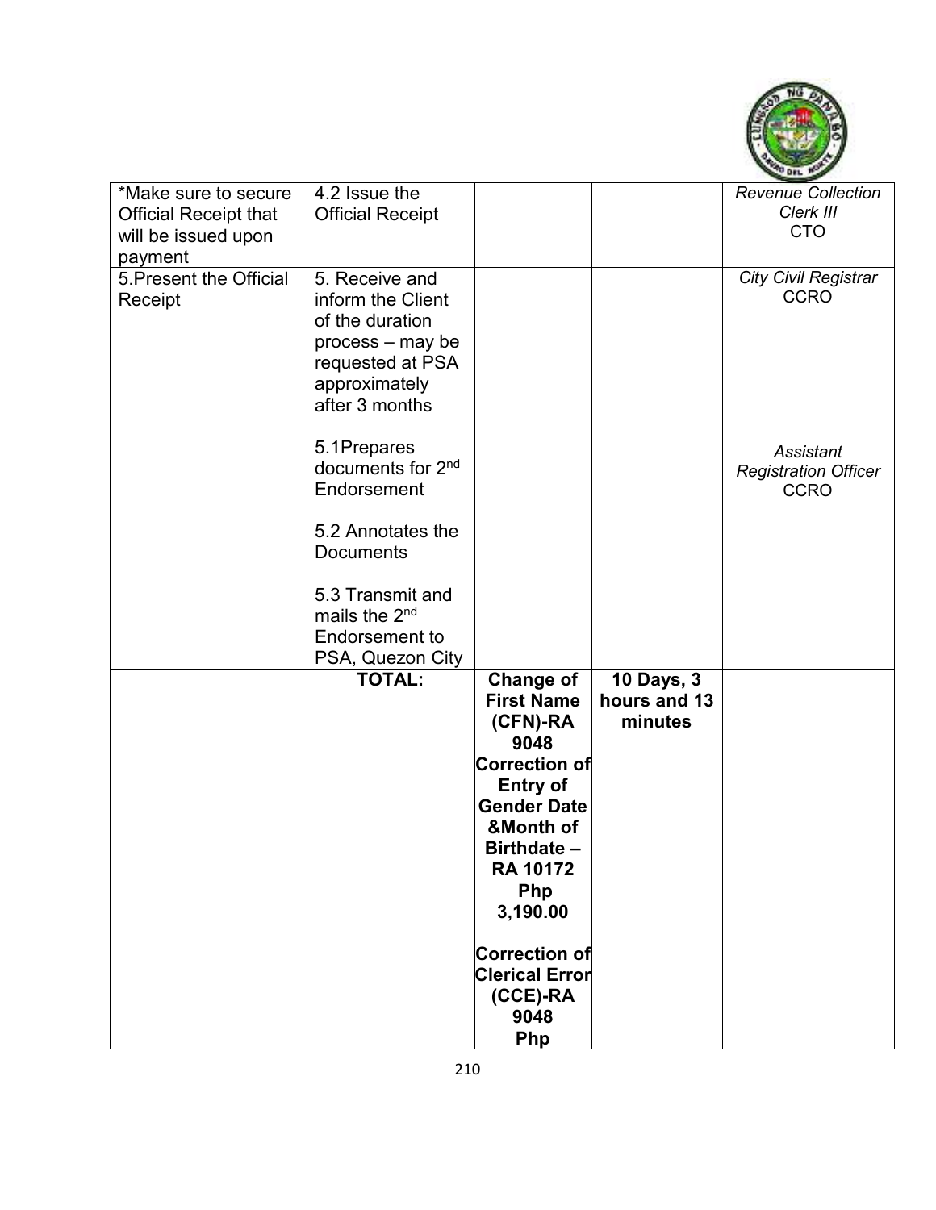| | | | | |
|---|---|---|---|---|
| *Make sure to secure Official Receipt that will be issued upon payment | 4.2 Issue the Official Receipt | | | *Revenue Collection Clerk III*<br>CTO |
| 5.Present the Official Receipt | 5. Receive and inform the Client of the duration process – may be requested at PSA approximately after 3 months<br><br>5.1Prepares documents for 2nd Endorsement<br><br>5.2 Annotates the Documents<br><br>5.3 Transmit and mails the 2nd Endorsement to PSA, Quezon City | | | *City Civil Registrar*<br>CCRO<br><br>*Assistant Registration Officer*<br>CCRO |
| | **TOTAL:** | **Change of First Name (CFN)-RA 9048 Correction of Entry of Gender Date &Month of Birthdate – RA 10172 Php 3,190.00**<br><br>**Correction of Clerical Error (CCE)-RA 9048 Php** | **10 Days, 3 hours and 13 minutes** | |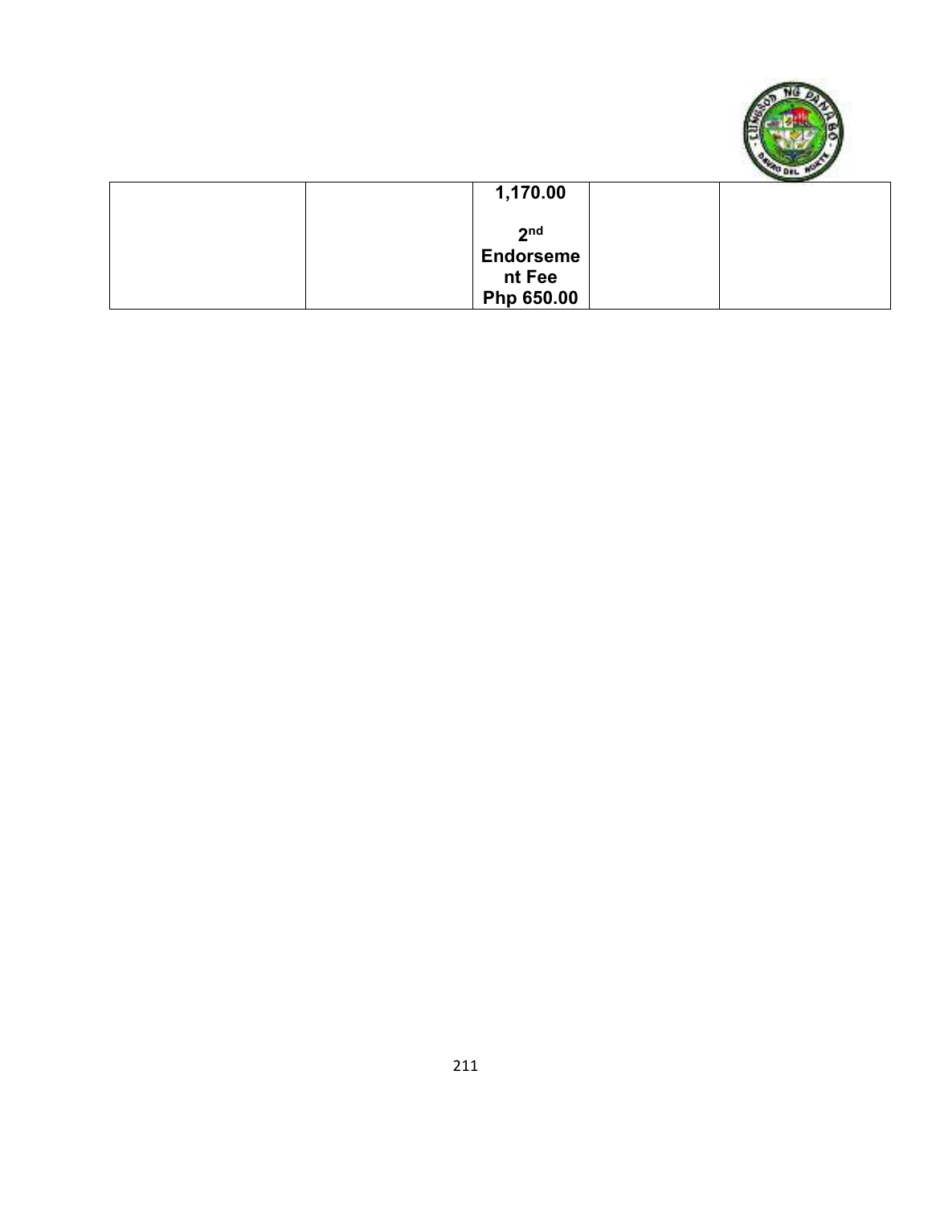| | | | | |
|---|---|---|---|---|
| | | **1,170.00**<br><br>**2nd Endorsement Fee Php 650.00** | | |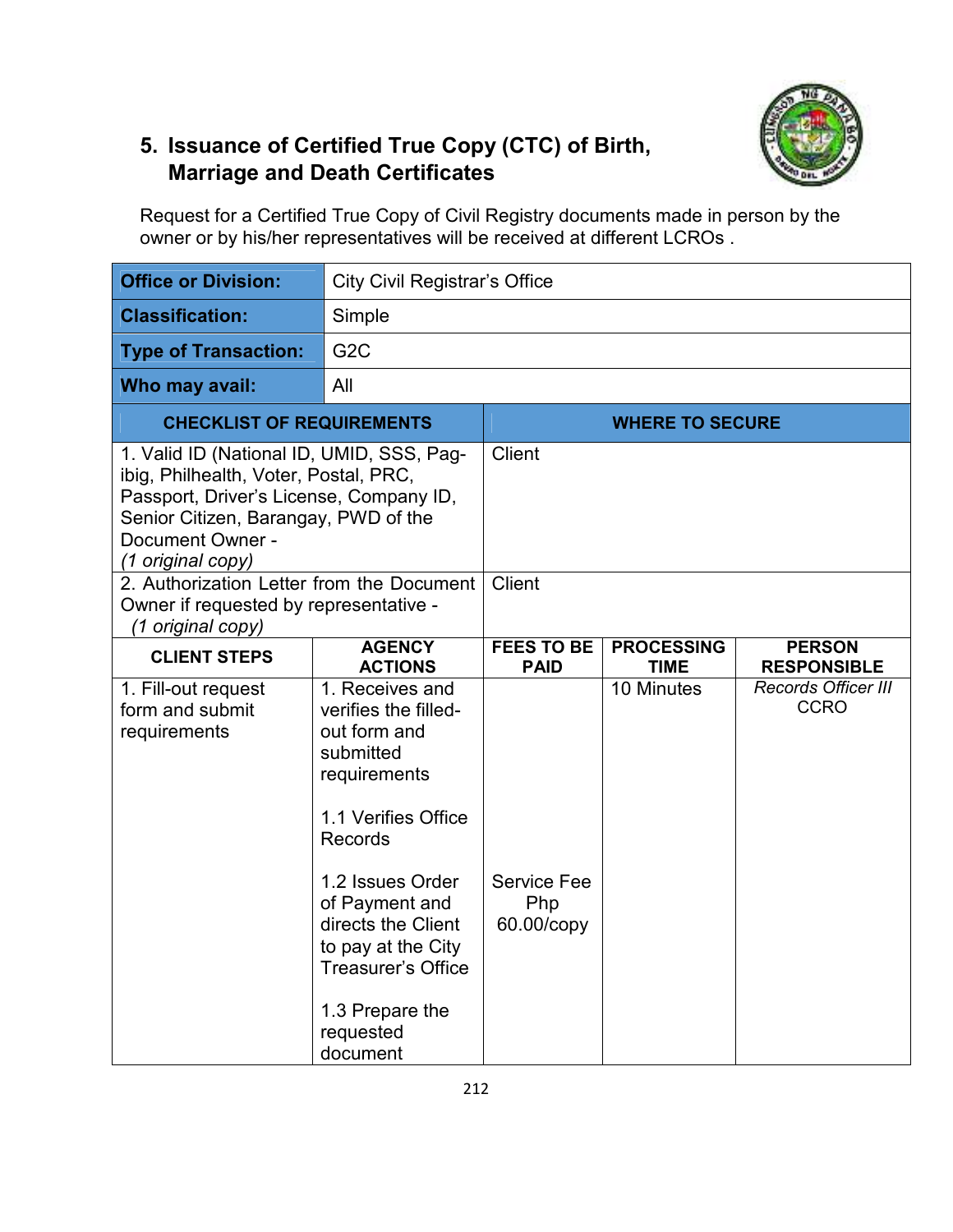## 5. Issuance of Certified True Copy (CTC) of Birth, Marriage and Death Certificates

Request for a Certified True Copy of Civil Registry documents made in person by the owner or by his/her representatives will be received at different LCROs .

| **Office or Division:** | City Civil Registrar's Office |
|---|---|
| **Classification:** | Simple |
| **Type of Transaction:** | G2C |
| **Who may avail:** | All |

| **CHECKLIST OF REQUIREMENTS** | **WHERE TO SECURE** |
|---|---|
| 1. Valid ID (National ID, UMID, SSS, Pag-ibig, Philhealth, Voter, Postal, PRC, Passport, Driver's License, Company ID, Senior Citizen, Barangay, PWD of the Document Owner - *(1 original copy)* | Client |
| 2. Authorization Letter from the Document Owner if requested by representative - *(1 original copy)* | Client |

| **CLIENT STEPS** | **AGENCY ACTIONS** | **FEES TO BE PAID** | **PROCESSING TIME** | **PERSON RESPONSIBLE** |
|---|---|---|---|---|
| 1. Fill-out request form and submit requirements | 1. Receives and verifies the filled-out form and submitted requirements<br><br>1.1 Verifies Office Records<br><br>1.2 Issues Order of Payment and directs the Client to pay at the City Treasurer's Office<br><br>1.3 Prepare the requested document | Service Fee Php 60.00/copy | 10 Minutes | *Records Officer III* CCRO |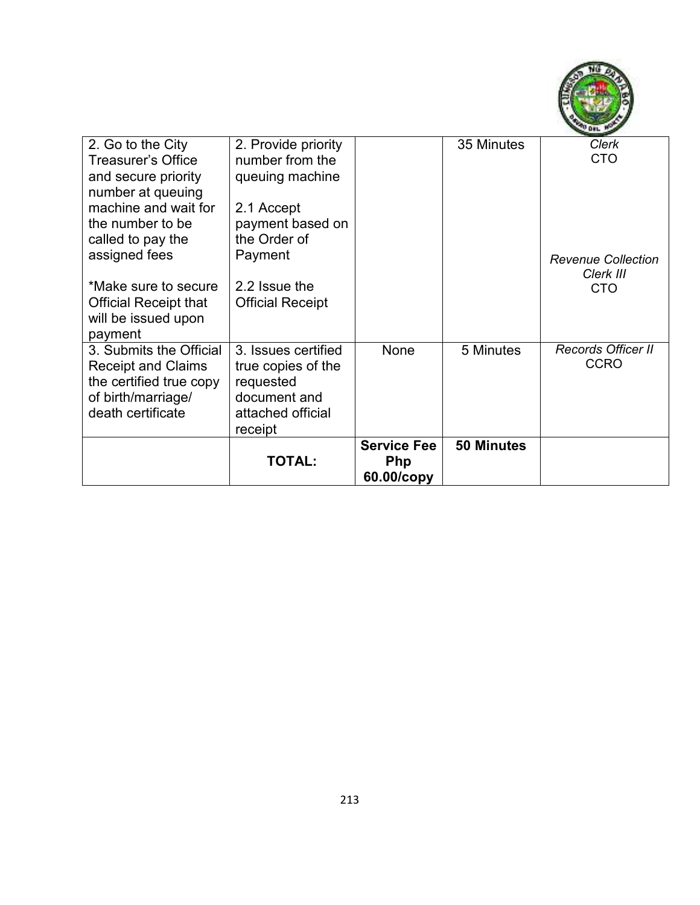| | | | | |
|---|---|---|---|---|
| 2. Go to the City Treasurer's Office and secure priority number at queuing machine and wait for the number to be called to pay the assigned fees<br><br>*Make sure to secure Official Receipt that will be issued upon payment | 2. Provide priority number from the queuing machine<br><br>2.1 Accept payment based on the Order of Payment<br><br>2.2 Issue the Official Receipt | | 35 Minutes | *Clerk*<br>CTO<br><br>*Revenue Collection Clerk III*<br>CTO |
| 3. Submits the Official Receipt and Claims the certified true copy of birth/marriage/ death certificate | 3. Issues certified true copies of the requested document and attached official receipt | None | 5 Minutes | *Records Officer II*<br>CCRO |
| | **TOTAL:** | **Service Fee Php 60.00/copy** | **50 Minutes** | |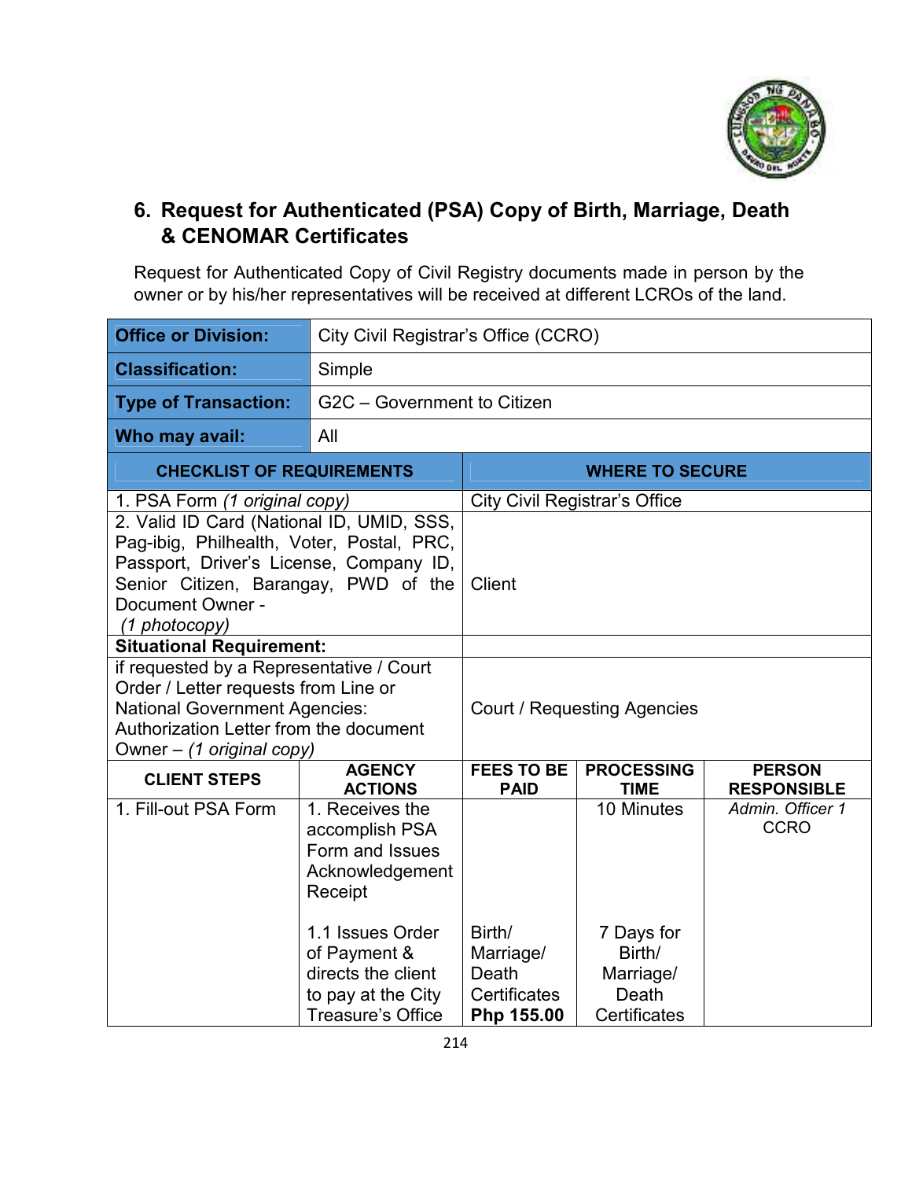## 6. Request for Authenticated (PSA) Copy of Birth, Marriage, Death & CENOMAR Certificates

Request for Authenticated Copy of Civil Registry documents made in person by the owner or by his/her representatives will be received at different LCROs of the land.

| | | | | |
|---|---|---|---|---|
| **Office or Division:** | City Civil Registrar's Office (CCRO) | | | |
| **Classification:** | Simple | | | |
| **Type of Transaction:** | G2C – Government to Citizen | | | |
| **Who may avail:** | All | | | |
| **CHECKLIST OF REQUIREMENTS** | | **WHERE TO SECURE** | | |
| 1. PSA Form *(1 original copy)* | | City Civil Registrar's Office | | |
| 2. Valid ID Card (National ID, UMID, SSS, Pag-ibig, Philhealth, Voter, Postal, PRC, Passport, Driver's License, Company ID, Senior Citizen, Barangay, PWD of the Document Owner - *(1 photocopy)* | | Client | | |
| **Situational Requirement:** | | | | |
| if requested by a Representative / Court Order / Letter requests from Line or National Government Agencies: Authorization Letter from the document Owner – *(1 original copy)* | | Court / Requesting Agencies | | |
| **CLIENT STEPS** | **AGENCY ACTIONS** | **FEES TO BE PAID** | **PROCESSING TIME** | **PERSON RESPONSIBLE** |
| 1. Fill-out PSA Form | 1. Receives the accomplish PSA Form and Issues Acknowledgement Receipt | | 10 Minutes | *Admin. Officer 1* CCRO |
| | 1.1 Issues Order of Payment & directs the client to pay at the City Treasure's Office | Birth/ Marriage/ Death Certificates **Php 155.00** | 7 Days for Birth/ Marriage/ Death Certificates | |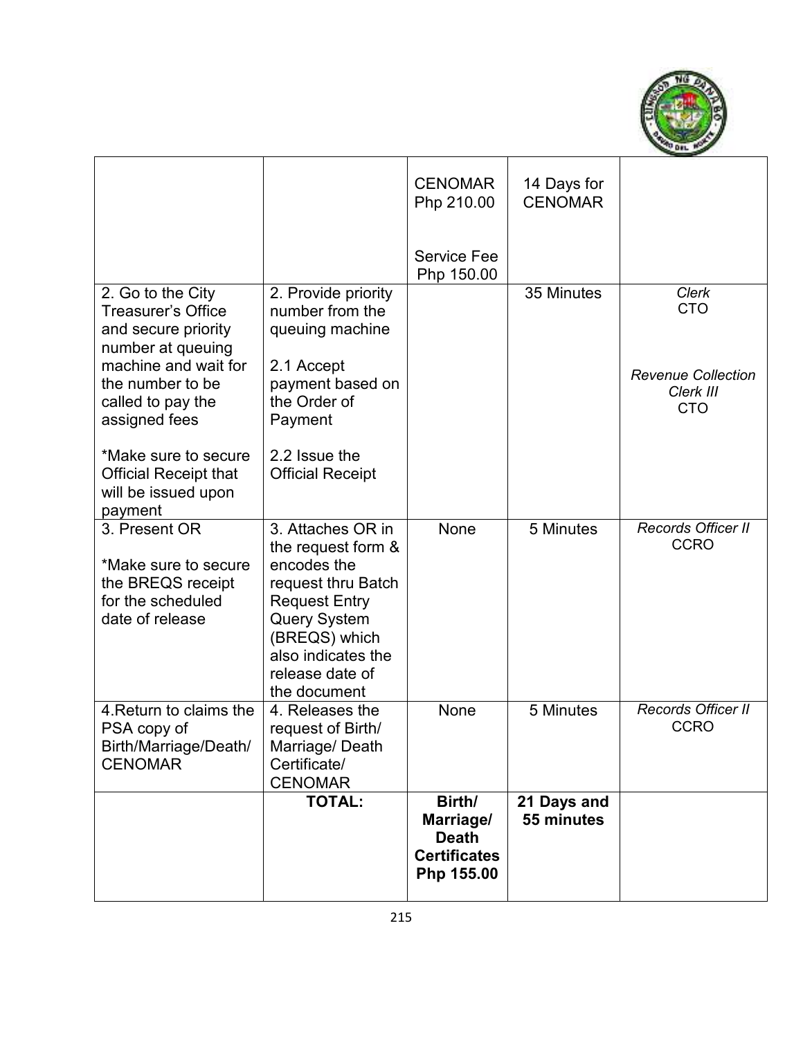| | | | | |
|---|---|---|---|---|
| | | CENOMAR Php 210.00<br><br>Service Fee Php 150.00 | 14 Days for CENOMAR | |
| 2. Go to the City Treasurer's Office and secure priority number at queuing machine and wait for the number to be called to pay the assigned fees<br><br>*Make sure to secure Official Receipt that will be issued upon payment | 2. Provide priority number from the queuing machine<br><br>2.1 Accept payment based on the Order of Payment<br><br>2.2 Issue the Official Receipt | | 35 Minutes | *Clerk*<br>CTO<br><br>*Revenue Collection Clerk III*<br>CTO |
| 3. Present OR<br><br>*Make sure to secure the BREQS receipt for the scheduled date of release | 3. Attaches OR in the request form & encodes the request thru Batch Request Entry Query System (BREQS) which also indicates the release date of the document | None | 5 Minutes | *Records Officer II*<br>CCRO |
| 4.Return to claims the PSA copy of Birth/Marriage/Death/ CENOMAR | 4. Releases the request of Birth/ Marriage/ Death Certificate/ CENOMAR | None | 5 Minutes | *Records Officer II*<br>CCRO |
| | **TOTAL:** | **Birth/ Marriage/ Death Certificates Php 155.00** | **21 Days and 55 minutes** | |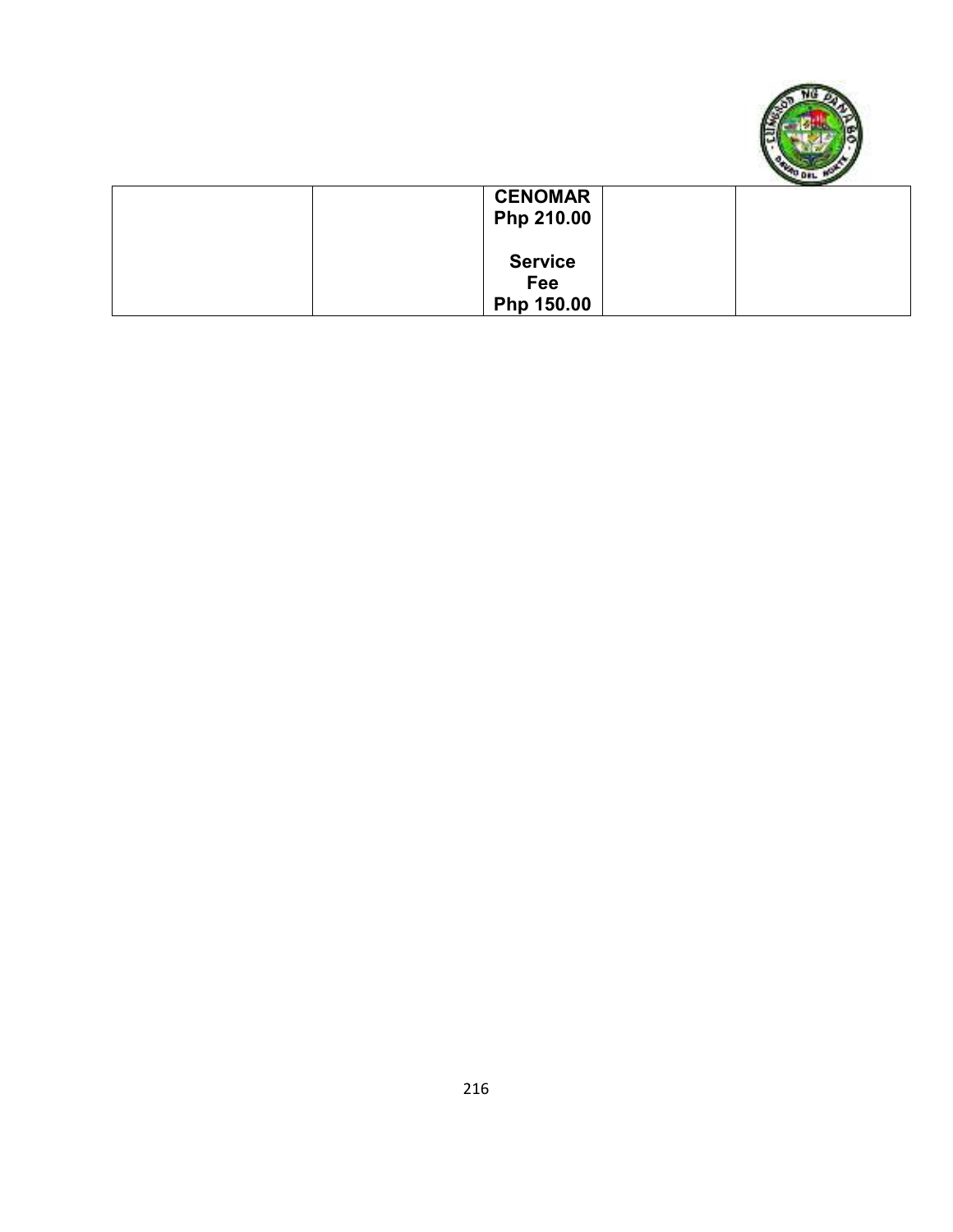| | | | | |
|---|---|---|---|---|
| | | **CENOMAR Php 210.00**<br><br>**Service Fee Php 150.00** | | |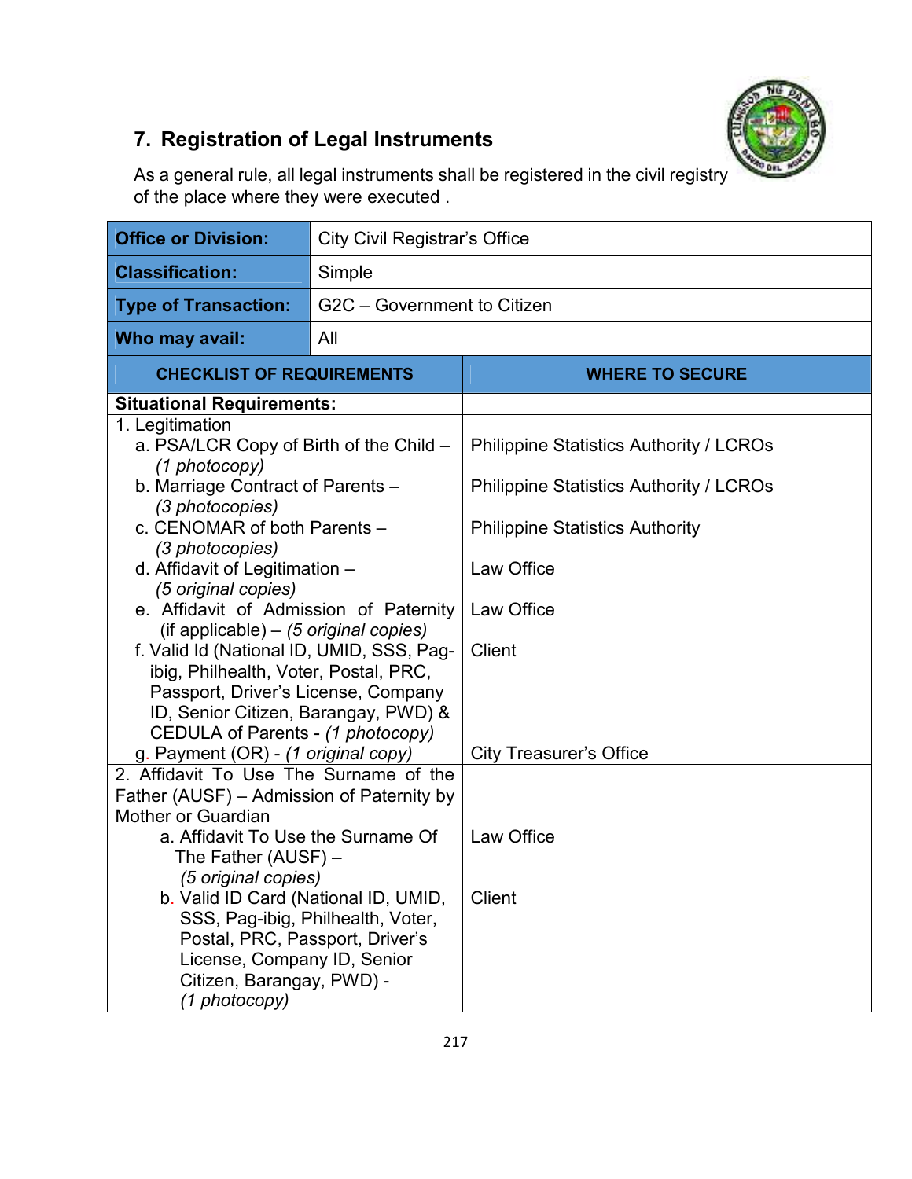## 7. Registration of Legal Instruments

As a general rule, all legal instruments shall be registered in the civil registry of the place where they were executed .

| Office or Division: | City Civil Registrar's Office |
|---|---|
| Classification: | Simple |
| Type of Transaction: | G2C – Government to Citizen |
| Who may avail: | All |

| CHECKLIST OF REQUIREMENTS | WHERE TO SECURE |
|---|---|
| **Situational Requirements:** | |
| 1. Legitimation | |
| a. PSA/LCR Copy of Birth of the Child – *(1 photocopy)* | Philippine Statistics Authority / LCROs |
| b. Marriage Contract of Parents – *(3 photocopies)* | Philippine Statistics Authority / LCROs |
| c. CENOMAR of both Parents – *(3 photocopies)* | Philippine Statistics Authority |
| d. Affidavit of Legitimation – *(5 original copies)* | Law Office |
| e. Affidavit of Admission of Paternity (if applicable) – *(5 original copies)* | Law Office |
| f. Valid Id (National ID, UMID, SSS, Pag-ibig, Philhealth, Voter, Postal, PRC, Passport, Driver's License, Company ID, Senior Citizen, Barangay, PWD) & CEDULA of Parents - *(1 photocopy)* | Client |
| g. Payment (OR) - *(1 original copy)* | City Treasurer's Office |
| 2. Affidavit To Use The Surname of the Father (AUSF) – Admission of Paternity by Mother or Guardian | |
| a. Affidavit To Use the Surname Of The Father (AUSF) – *(5 original copies)* | Law Office |
| b. Valid ID Card (National ID, UMID, SSS, Pag-ibig, Philhealth, Voter, Postal, PRC, Passport, Driver's License, Company ID, Senior Citizen, Barangay, PWD) - *(1 photocopy)* | Client |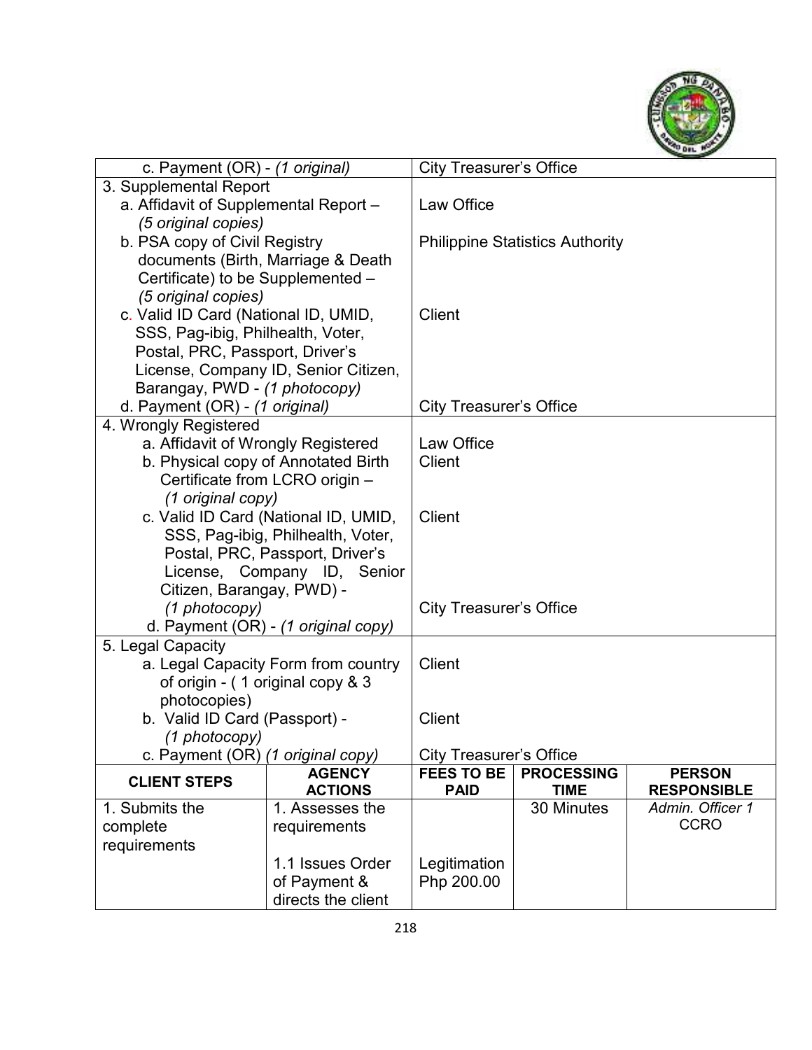| | | | | |
|---|---|---|---|---|
| c. Payment (OR) - *(1 original)* | | City Treasurer's Office | | |
| 3. Supplemental Report<br>a. Affidavit of Supplemental Report – *(5 original copies)*<br>b. PSA copy of Civil Registry documents (Birth, Marriage & Death Certificate) to be Supplemented – *(5 original copies)*<br>c. Valid ID Card (National ID, UMID, SSS, Pag-ibig, Philhealth, Voter, Postal, PRC, Passport, Driver's License, Company ID, Senior Citizen, Barangay, PWD - *(1 photocopy)*<br>d. Payment (OR) - *(1 original)* | | Law Office<br><br>Philippine Statistics Authority<br><br>Client<br><br>City Treasurer's Office | | |
| 4. Wrongly Registered<br>a. Affidavit of Wrongly Registered<br>b. Physical copy of Annotated Birth Certificate from LCRO origin – *(1 original copy)*<br>c. Valid ID Card (National ID, UMID, SSS, Pag-ibig, Philhealth, Voter, Postal, PRC, Passport, Driver's License, Company ID, Senior Citizen, Barangay, PWD) - *(1 photocopy)*<br>d. Payment (OR) - *(1 original copy)* | | Law Office<br>Client<br><br>Client<br><br>City Treasurer's Office | | |
| 5. Legal Capacity<br>a. Legal Capacity Form from country of origin - ( 1 original copy & 3 photocopies)<br>b. Valid ID Card (Passport) - *(1 photocopy)*<br>c. Payment (OR) *(1 original copy)* | | Client<br><br>Client<br><br>City Treasurer's Office | | |
| **CLIENT STEPS** | **AGENCY ACTIONS** | **FEES TO BE PAID** | **PROCESSING TIME** | **PERSON RESPONSIBLE** |
| 1. Submits the complete requirements | 1. Assesses the requirements<br><br>1.1 Issues Order of Payment & directs the client | <br><br>Legitimation Php 200.00 | 30 Minutes | *Admin. Officer 1* CCRO |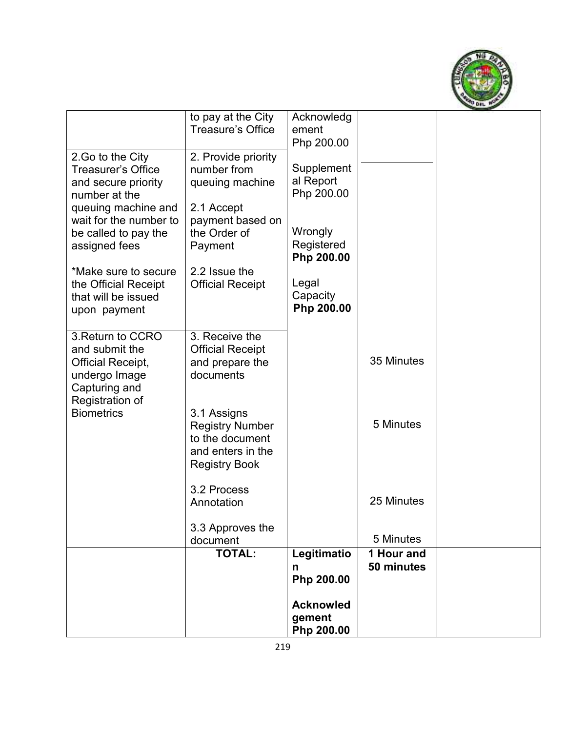| | | | | |
|---|---|---|---|---|
| | to pay at the City Treasure's Office | Acknowledgement Php 200.00 | | |
| 2.Go to the City Treasurer's Office and secure priority number at the queuing machine and wait for the number to be called to pay the assigned fees<br><br>*Make sure to secure the Official Receipt that will be issued upon payment | 2. Provide priority number from queuing machine<br><br>2.1 Accept payment based on the Order of Payment<br><br>2.2 Issue the Official Receipt | Supplemental Report Php 200.00<br><br>Wrongly Registered **Php 200.00**<br><br>Legal Capacity **Php 200.00** | | |
| 3.Return to CCRO and submit the Official Receipt, undergo Image Capturing and Registration of Biometrics | 3. Receive the Official Receipt and prepare the documents<br><br>3.1 Assigns Registry Number to the document and enters in the Registry Book<br><br>3.2 Process Annotation<br><br>3.3 Approves the document | | 35 Minutes<br><br>5 Minutes<br><br>25 Minutes<br><br>5 Minutes | |
| | **TOTAL:** | **Legitimation Php 200.00**<br><br>**Acknowledgement Php 200.00** | **1 Hour and 50 minutes** | |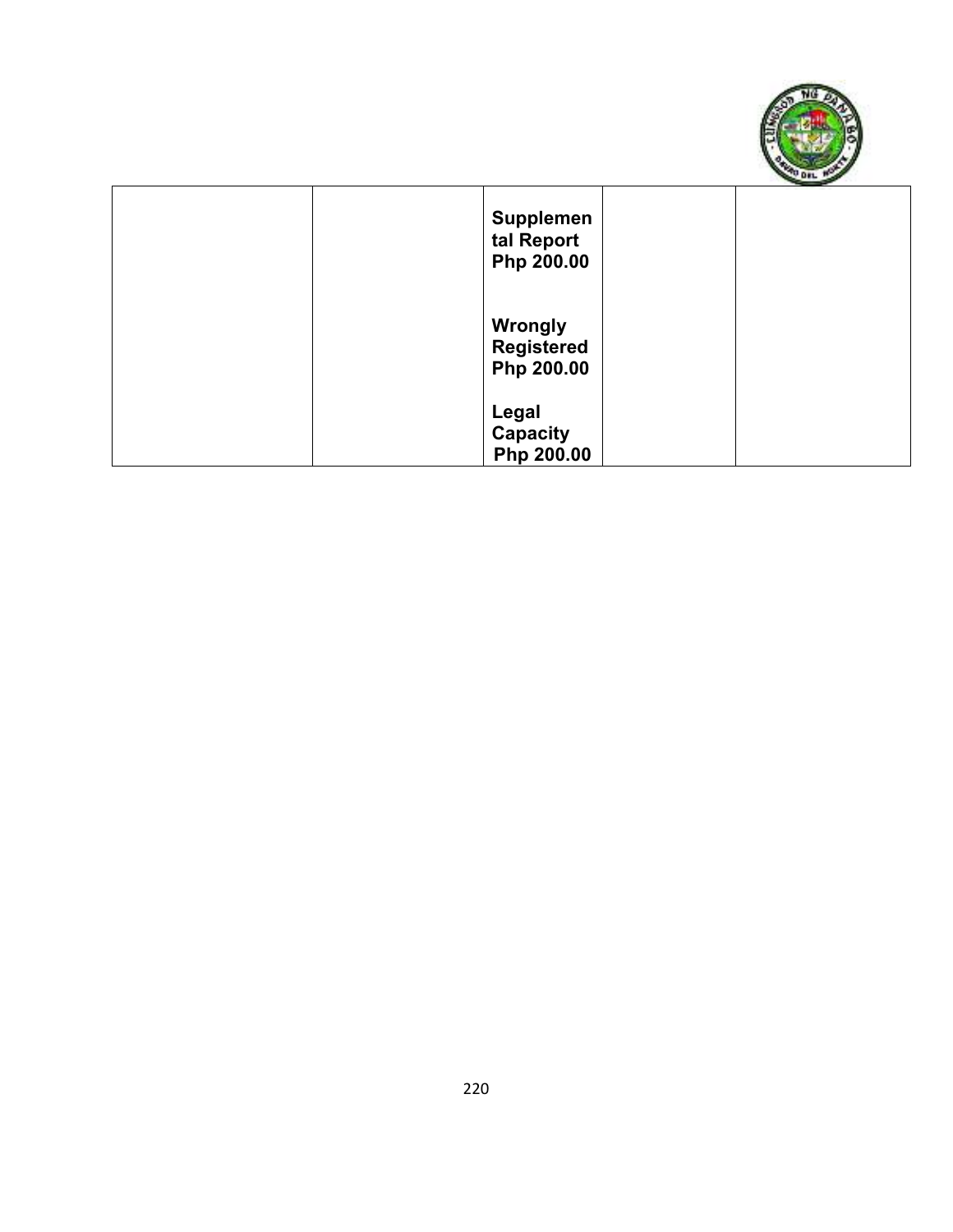| | | | | |
|---|---|---|---|---|
| | | **Supplemental Report Php 200.00**<br><br>**Wrongly Registered Php 200.00**<br><br>**Legal Capacity Php 200.00** | | |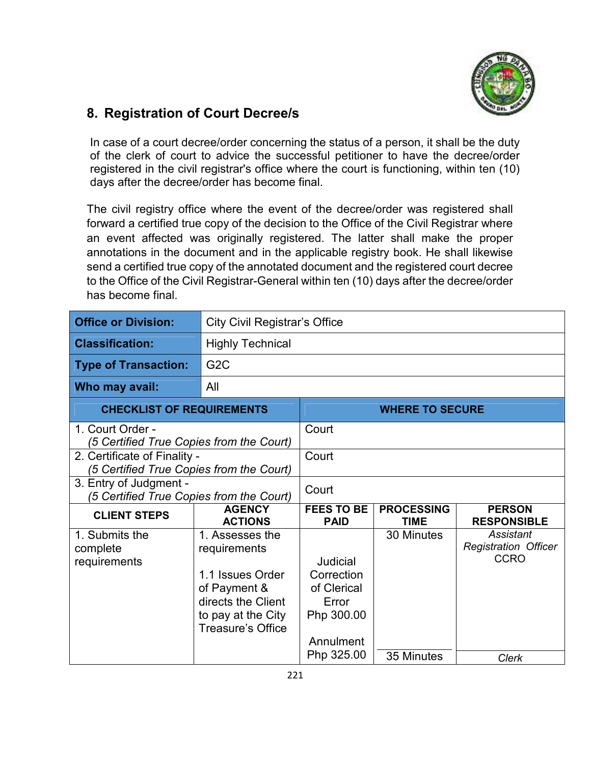## 8. Registration of Court Decree/s

In case of a court decree/order concerning the status of a person, it shall be the duty of the clerk of court to advice the successful petitioner to have the decree/order registered in the civil registrar's office where the court is functioning, within ten (10) days after the decree/order has become final.

The civil registry office where the event of the decree/order was registered shall forward a certified true copy of the decision to the Office of the Civil Registrar where an event affected was originally registered. The latter shall make the proper annotations in the document and in the applicable registry book. He shall likewise send a certified true copy of the annotated document and the registered court decree to the Office of the Civil Registrar-General within ten (10) days after the decree/order has become final.

| **Office or Division:** | City Civil Registrar's Office |
|---|---|
| **Classification:** | Highly Technical |
| **Type of Transaction:** | G2C |
| **Who may avail:** | All |

| **CHECKLIST OF REQUIREMENTS** | **WHERE TO SECURE** |
|---|---|
| 1. Court Order - *(5 Certified True Copies from the Court)* | Court |
| 2. Certificate of Finality - *(5 Certified True Copies from the Court)* | Court |
| 3. Entry of Judgment - *(5 Certified True Copies from the Court)* | Court |

| **CLIENT STEPS** | **AGENCY ACTIONS** | **FEES TO BE PAID** | **PROCESSING TIME** | **PERSON RESPONSIBLE** |
|---|---|---|---|---|
| 1. Submits the complete requirements | 1. Assesses the requirements<br><br>1.1 Issues Order of Payment & directs the Client to pay at the City Treasure's Office | Judicial Correction of Clerical Error Php 300.00<br><br>Annulment Php 325.00 | 30 Minutes<br><br>35 Minutes | *Assistant Registration Officer* CCRO<br><br>*Clerk* |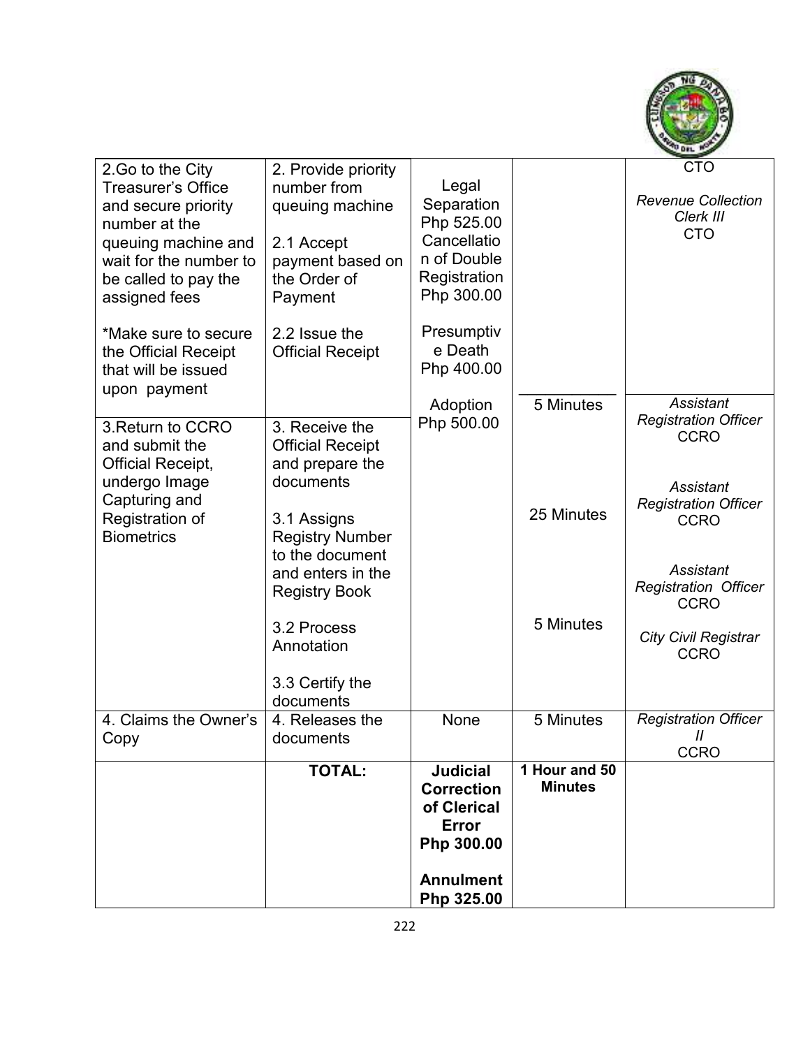| | | | | |
|---|---|---|---|---|
| 2.Go to the City Treasurer's Office and secure priority number at the queuing machine and wait for the number to be called to pay the assigned fees<br><br>*Make sure to secure the Official Receipt that will be issued upon payment | 2. Provide priority number from queuing machine<br><br>2.1 Accept payment based on the Order of Payment<br><br>2.2 Issue the Official Receipt | Legal Separation Php 525.00<br>Cancellation of Double Registration Php 300.00<br><br>Presumptive Death Php 400.00<br><br>Adoption Php 500.00 | | CTO<br><br>*Revenue Collection Clerk III*<br>CTO |
| 3.Return to CCRO and submit the Official Receipt, undergo Image Capturing and Registration of Biometrics | 3. Receive the Official Receipt and prepare the documents<br><br>3.1 Assigns Registry Number to the document and enters in the Registry Book<br><br>3.2 Process Annotation<br><br>3.3 Certify the documents | | 5 Minutes<br><br>25 Minutes<br><br>5 Minutes | *Assistant Registration Officer*<br>CCRO<br><br>*Assistant Registration Officer*<br>CCRO<br><br>*Assistant Registration Officer*<br>CCRO<br><br>*City Civil Registrar*<br>CCRO |
| 4. Claims the Owner's Copy | 4. Releases the documents | None | 5 Minutes | *Registration Officer II*<br>CCRO |
| | **TOTAL:** | **Judicial Correction of Clerical Error Php 300.00**<br><br>**Annulment Php 325.00** | **1 Hour and 50 Minutes** | |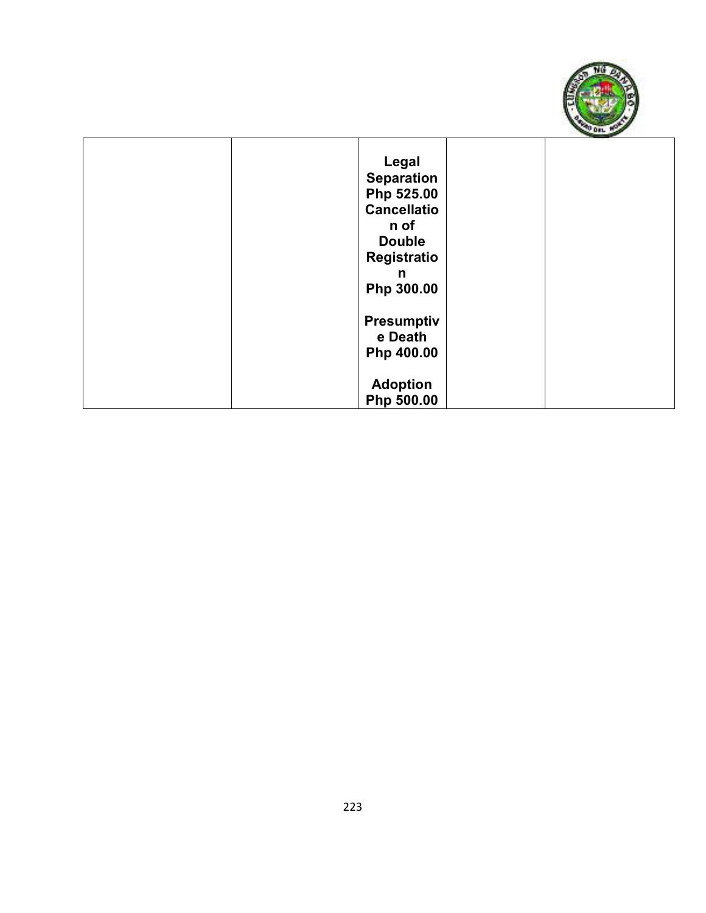| | | | | |
|---|---|---|---|---|
| | | **Legal Separation Php 525.00**<br>**Cancellation of Double Registration Php 300.00**<br><br>**Presumptive Death Php 400.00**<br><br>**Adoption Php 500.00** | | |